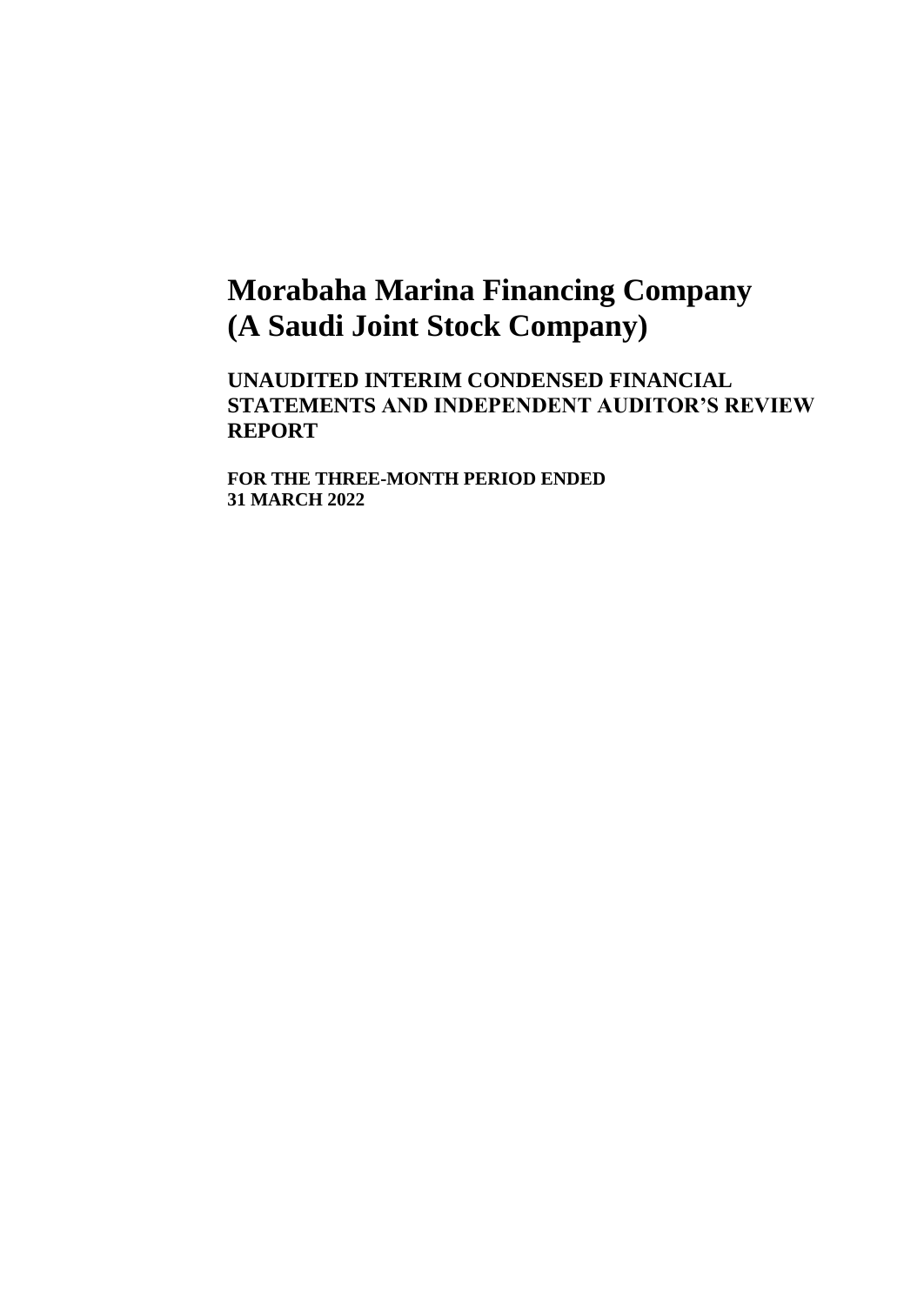# Morabaha Marina Financing Company
# (A Saudi Joint Stock Company)

**UNAUDITED INTERIM CONDENSED FINANCIAL STATEMENTS AND INDEPENDENT AUDITOR’S REVIEW REPORT**

**FOR THE THREE-MONTH PERIOD ENDED 31 MARCH 2022**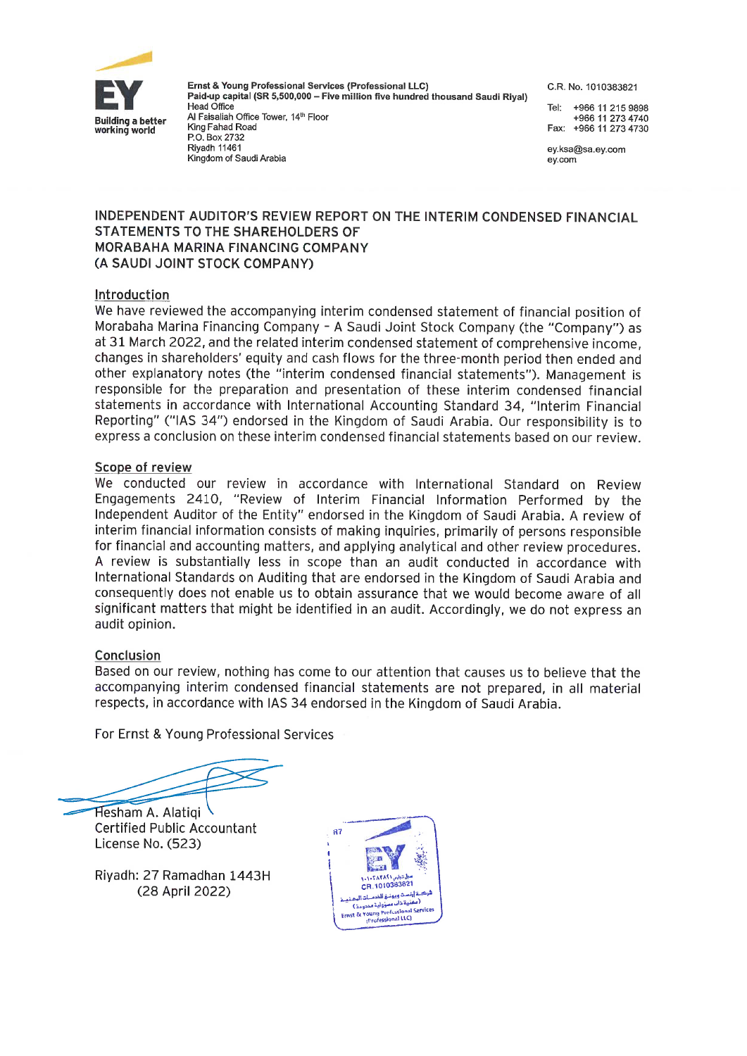Ernst & Young Professional Services (Professional LLC)
Paid-up capital (SR 5,500,000 – Five million five hundred thousand Saudi Riyal)
Head Office
Al Faisaliah Office Tower, 14th Floor
King Fahad Road
P.O. Box 2732
Riyadh 11461
Kingdom of Saudi Arabia

C.R. No. 1010383821

Tel: +966 11 215 9898
+966 11 273 4740
Fax: +966 11 273 4730

ey.ksa@sa.ey.com
ey.com

# INDEPENDENT AUDITOR'S REVIEW REPORT ON THE INTERIM CONDENSED FINANCIAL STATEMENTS TO THE SHAREHOLDERS OF MORABAHA MARINA FINANCING COMPANY (A SAUDI JOINT STOCK COMPANY)

## Introduction

We have reviewed the accompanying interim condensed statement of financial position of Morabaha Marina Financing Company – A Saudi Joint Stock Company (the "Company") as at 31 March 2022, and the related interim condensed statement of comprehensive income, changes in shareholders' equity and cash flows for the three-month period then ended and other explanatory notes (the "interim condensed financial statements"). Management is responsible for the preparation and presentation of these interim condensed financial statements in accordance with International Accounting Standard 34, "Interim Financial Reporting" ("IAS 34") endorsed in the Kingdom of Saudi Arabia. Our responsibility is to express a conclusion on these interim condensed financial statements based on our review.

## Scope of review

We conducted our review in accordance with International Standard on Review Engagements 2410, "Review of Interim Financial Information Performed by the Independent Auditor of the Entity" endorsed in the Kingdom of Saudi Arabia. A review of interim financial information consists of making inquiries, primarily of persons responsible for financial and accounting matters, and applying analytical and other review procedures. A review is substantially less in scope than an audit conducted in accordance with International Standards on Auditing that are endorsed in the Kingdom of Saudi Arabia and consequently does not enable us to obtain assurance that we would become aware of all significant matters that might be identified in an audit. Accordingly, we do not express an audit opinion.

## Conclusion

Based on our review, nothing has come to our attention that causes us to believe that the accompanying interim condensed financial statements are not prepared, in all material respects, in accordance with IAS 34 endorsed in the Kingdom of Saudi Arabia.

For Ernst & Young Professional Services

Hesham A. Alatiqi
Certified Public Accountant
License No. (523)

Riyadh: 27 Ramadhan 1443H
(28 April 2022)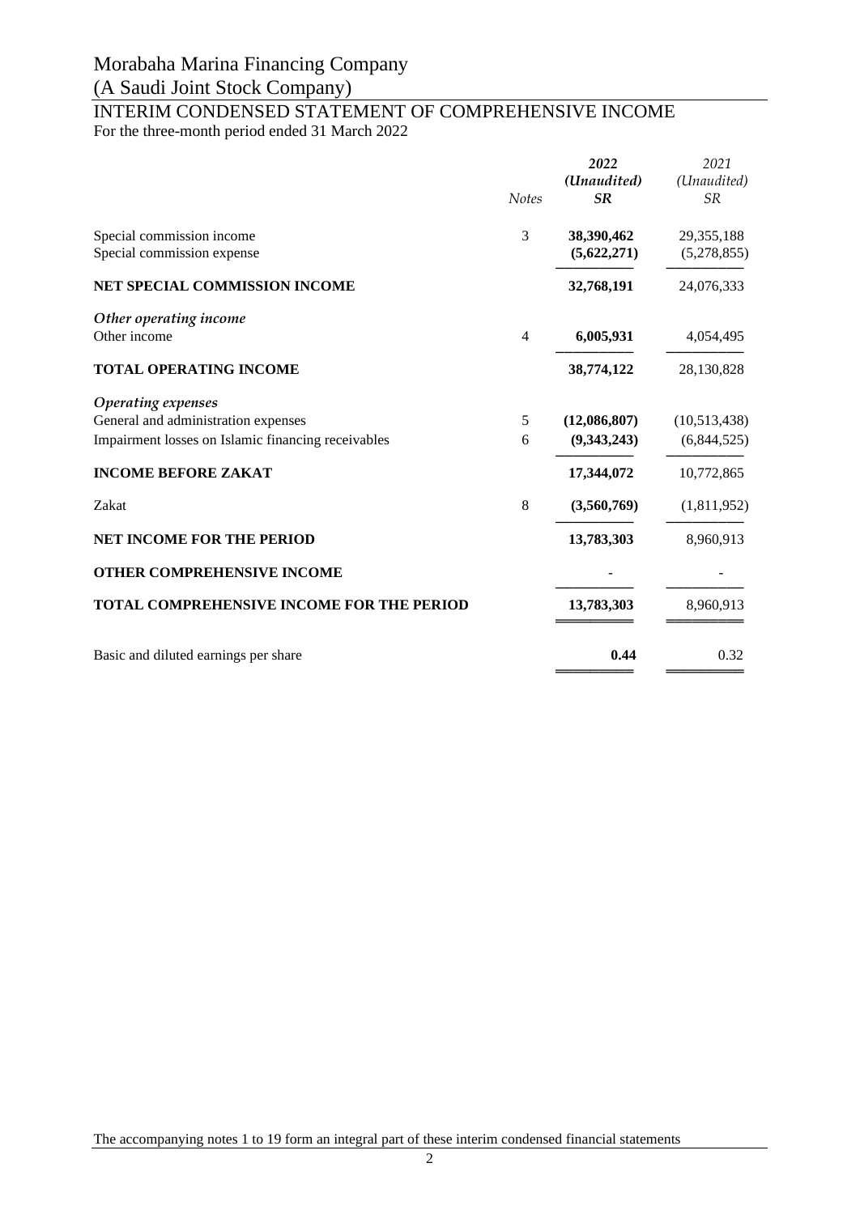# Morabaha Marina Financing Company

## (A Saudi Joint Stock Company)

## INTERIM CONDENSED STATEMENT OF COMPREHENSIVE INCOME

For the three-month period ended 31 March 2022

| | *Notes* | ***2022 (Unaudited) SR*** | *2021 (Unaudited) SR* |
|---|---|---|---|
| Special commission income | 3 | **38,390,462** | 29,355,188 |
| Special commission expense | | **(5,622,271)** | (5,278,855) |
| **NET SPECIAL COMMISSION INCOME** | | **32,768,191** | 24,076,333 |
| *Other operating income* | | | |
| Other income | 4 | **6,005,931** | 4,054,495 |
| **TOTAL OPERATING INCOME** | | **38,774,122** | 28,130,828 |
| *Operating expenses* | | | |
| General and administration expenses | 5 | **(12,086,807)** | (10,513,438) |
| Impairment losses on Islamic financing receivables | 6 | **(9,343,243)** | (6,844,525) |
| **INCOME BEFORE ZAKAT** | | **17,344,072** | 10,772,865 |
| Zakat | 8 | **(3,560,769)** | (1,811,952) |
| **NET INCOME FOR THE PERIOD** | | **13,783,303** | 8,960,913 |
| **OTHER COMPREHENSIVE INCOME** | | - | - |
| **TOTAL COMPREHENSIVE INCOME FOR THE PERIOD** | | **13,783,303** | 8,960,913 |
| Basic and diluted earnings per share | | **0.44** | 0.32 |

The accompanying notes 1 to 19 form an integral part of these interim condensed financial statements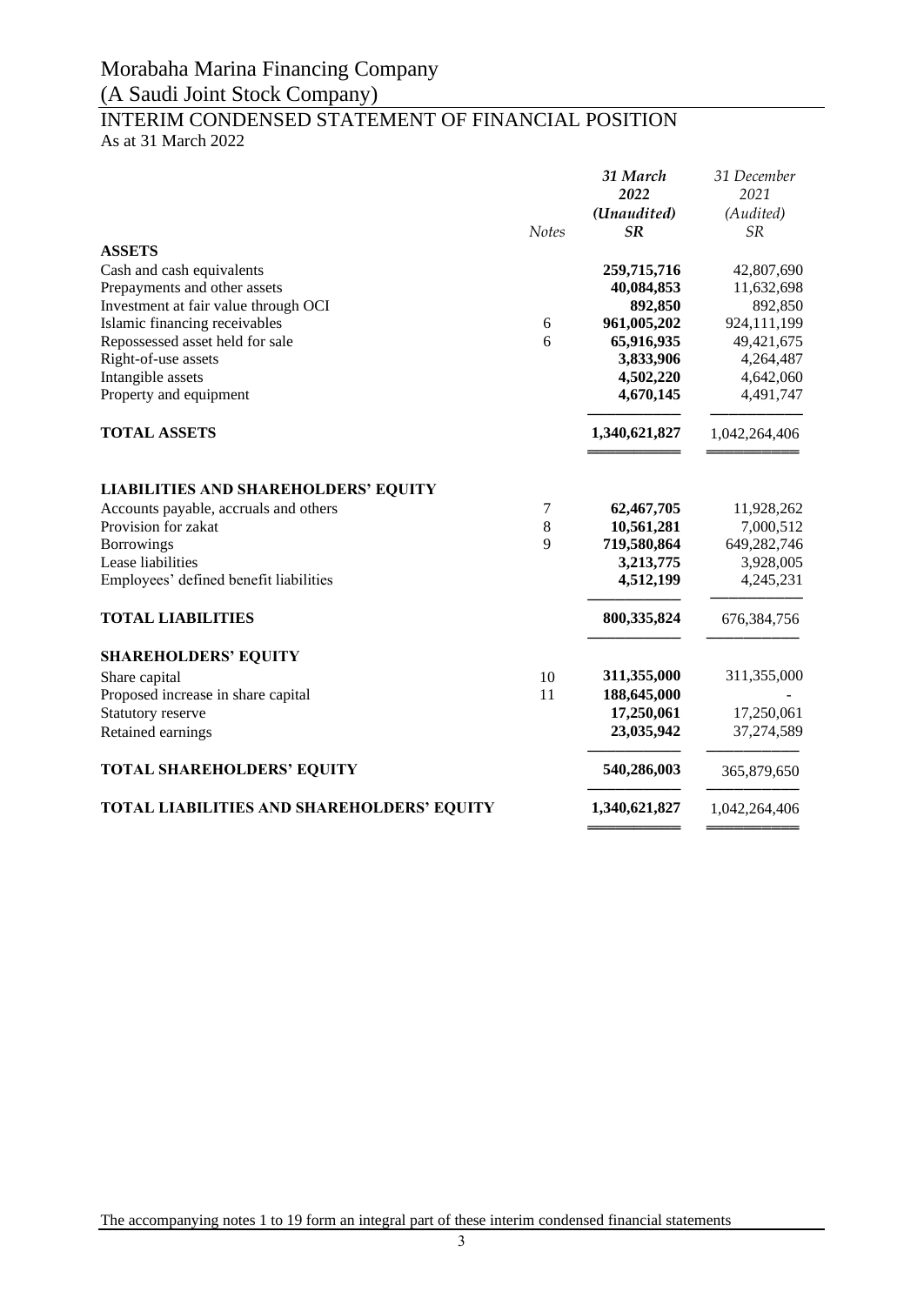# Morabaha Marina Financing Company

(A Saudi Joint Stock Company)

## INTERIM CONDENSED STATEMENT OF FINANCIAL POSITION

As at 31 March 2022

| | *Notes* | ***31 March 2022 (Unaudited) SR*** | *31 December 2021 (Audited) SR* |
|---|---|---|---|
| **ASSETS** | | | |
| Cash and cash equivalents | | **259,715,716** | 42,807,690 |
| Prepayments and other assets | | **40,084,853** | 11,632,698 |
| Investment at fair value through OCI | | **892,850** | 892,850 |
| Islamic financing receivables | 6 | **961,005,202** | 924,111,199 |
| Repossessed asset held for sale | 6 | **65,916,935** | 49,421,675 |
| Right-of-use assets | | **3,833,906** | 4,264,487 |
| Intangible assets | | **4,502,220** | 4,642,060 |
| Property and equipment | | **4,670,145** | 4,491,747 |
| **TOTAL ASSETS** | | **1,340,621,827** | 1,042,264,406 |
| | | | |
| **LIABILITIES AND SHAREHOLDERS' EQUITY** | | | |
| Accounts payable, accruals and others | 7 | **62,467,705** | 11,928,262 |
| Provision for zakat | 8 | **10,561,281** | 7,000,512 |
| Borrowings | 9 | **719,580,864** | 649,282,746 |
| Lease liabilities | | **3,213,775** | 3,928,005 |
| Employees' defined benefit liabilities | | **4,512,199** | 4,245,231 |
| **TOTAL LIABILITIES** | | **800,335,824** | 676,384,756 |
| **SHAREHOLDERS' EQUITY** | | | |
| Share capital | 10 | **311,355,000** | 311,355,000 |
| Proposed increase in share capital | 11 | **188,645,000** | - |
| Statutory reserve | | **17,250,061** | 17,250,061 |
| Retained earnings | | **23,035,942** | 37,274,589 |
| **TOTAL SHAREHOLDERS' EQUITY** | | **540,286,003** | 365,879,650 |
| **TOTAL LIABILITIES AND SHAREHOLDERS' EQUITY** | | **1,340,621,827** | 1,042,264,406 |

The accompanying notes 1 to 19 form an integral part of these interim condensed financial statements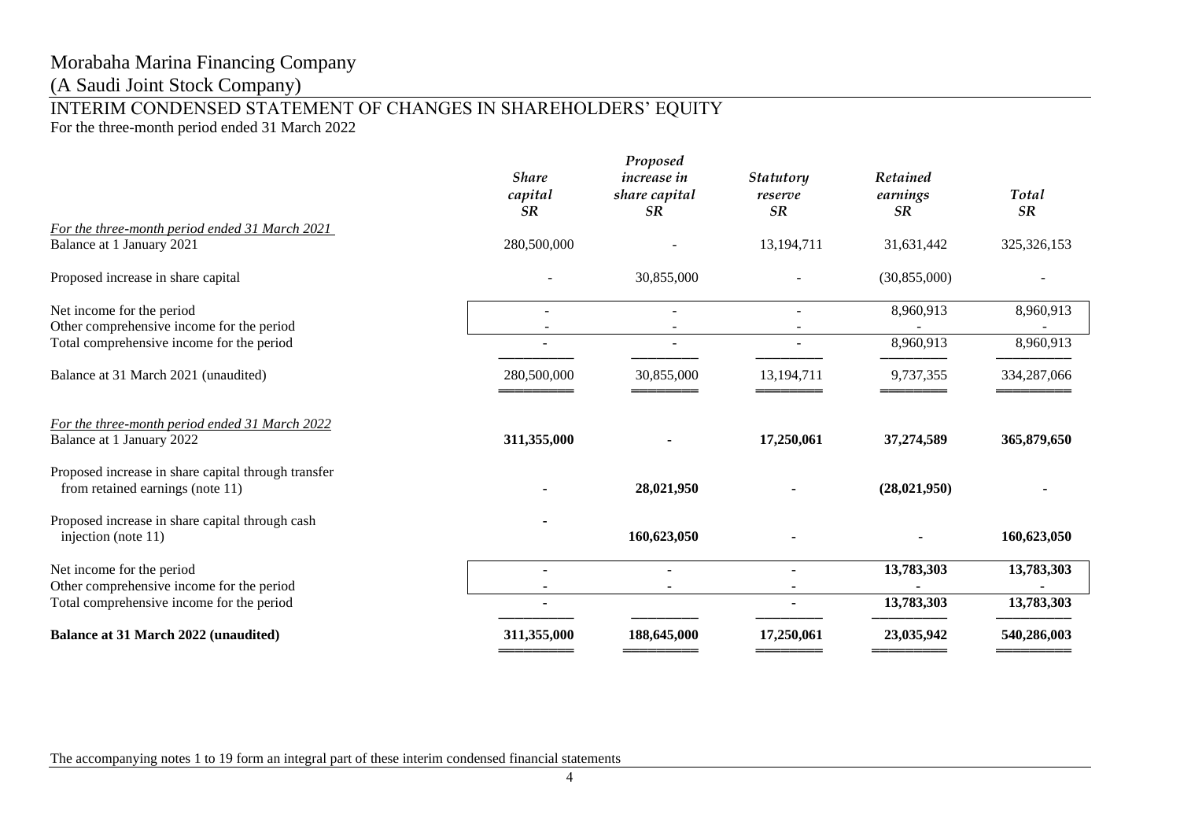# Morabaha Marina Financing Company

(A Saudi Joint Stock Company)

## INTERIM CONDENSED STATEMENT OF CHANGES IN SHAREHOLDERS' EQUITY

For the three-month period ended 31 March 2022

| | *Share capital SR* | *Proposed increase in share capital SR* | *Statutory reserve SR* | *Retained earnings SR* | *Total SR* |
|---|---|---|---|---|---|
| *For the three-month period ended 31 March 2021* | | | | | |
| Balance at 1 January 2021 | 280,500,000 | - | 13,194,711 | 31,631,442 | 325,326,153 |
| Proposed increase in share capital | - | 30,855,000 | - | (30,855,000) | - |
| Net income for the period | - | - | - | 8,960,913 | 8,960,913 |
| Other comprehensive income for the period | - | - | - | - | - |
| Total comprehensive income for the period | - | - | - | 8,960,913 | 8,960,913 |
| Balance at 31 March 2021 (unaudited) | 280,500,000 | 30,855,000 | 13,194,711 | 9,737,355 | 334,287,066 |
| *For the three-month period ended 31 March 2022* | | | | | |
| Balance at 1 January 2022 | **311,355,000** | **-** | **17,250,061** | **37,274,589** | **365,879,650** |
| Proposed increase in share capital through transfer from retained earnings (note 11) | **-** | **28,021,950** | **-** | **(28,021,950)** | **-** |
| Proposed increase in share capital through cash injection (note 11) | **-** | **160,623,050** | **-** | **-** | **160,623,050** |
| Net income for the period | **-** | **-** | **-** | **13,783,303** | **13,783,303** |
| Other comprehensive income for the period | **-** | **-** | **-** | **-** | **-** |
| Total comprehensive income for the period | **-** | | **-** | **13,783,303** | **13,783,303** |
| **Balance at 31 March 2022 (unaudited)** | **311,355,000** | **188,645,000** | **17,250,061** | **23,035,942** | **540,286,003** |

The accompanying notes 1 to 19 form an integral part of these interim condensed financial statements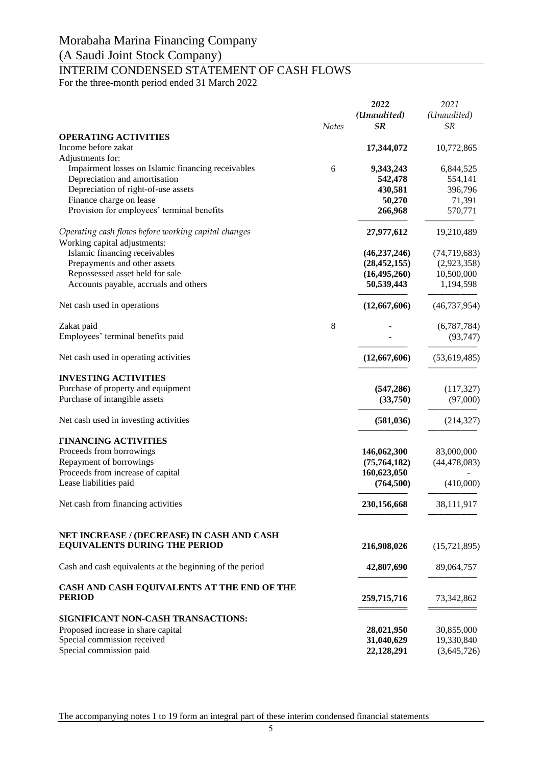# Morabaha Marina Financing Company

(A Saudi Joint Stock Company)

## INTERIM CONDENSED STATEMENT OF CASH FLOWS

For the three-month period ended 31 March 2022

| | Notes | 2022 (Unaudited) SR | 2021 (Unaudited) SR |
|---|---|---|---|
| **OPERATING ACTIVITIES** | | | |
| Income before zakat | | **17,344,072** | 10,772,865 |
| Adjustments for: | | | |
| Impairment losses on Islamic financing receivables | 6 | **9,343,243** | 6,844,525 |
| Depreciation and amortisation | | **542,478** | 554,141 |
| Depreciation of right-of-use assets | | **430,581** | 396,796 |
| Finance charge on lease | | **50,270** | 71,391 |
| Provision for employees' terminal benefits | | **266,968** | 570,771 |
| *Operating cash flows before working capital changes* | | **27,977,612** | 19,210,489 |
| Working capital adjustments: | | | |
| Islamic financing receivables | | **(46,237,246)** | (74,719,683) |
| Prepayments and other assets | | **(28,452,155)** | (2,923,358) |
| Repossessed asset held for sale | | **(16,495,260)** | 10,500,000 |
| Accounts payable, accruals and others | | **50,539,443** | 1,194,598 |
| Net cash used in operations | | **(12,667,606)** | (46,737,954) |
| Zakat paid | 8 | - | (6,787,784) |
| Employees' terminal benefits paid | | - | (93,747) |
| Net cash used in operating activities | | **(12,667,606)** | (53,619,485) |
| **INVESTING ACTIVITIES** | | | |
| Purchase of property and equipment | | **(547,286)** | (117,327) |
| Purchase of intangible assets | | **(33,750)** | (97,000) |
| Net cash used in investing activities | | **(581,036)** | (214,327) |
| **FINANCING ACTIVITIES** | | | |
| Proceeds from borrowings | | **146,062,300** | 83,000,000 |
| Repayment of borrowings | | **(75,764,182)** | (44,478,083) |
| Proceeds from increase of capital | | **160,623,050** | - |
| Lease liabilities paid | | **(764,500)** | (410,000) |
| Net cash from financing activities | | **230,156,668** | 38,111,917 |
| **NET INCREASE / (DECREASE) IN CASH AND CASH EQUIVALENTS DURING THE PERIOD** | | **216,908,026** | (15,721,895) |
| Cash and cash equivalents at the beginning of the period | | **42,807,690** | 89,064,757 |
| **CASH AND CASH EQUIVALENTS AT THE END OF THE PERIOD** | | **259,715,716** | 73,342,862 |
| **SIGNIFICANT NON-CASH TRANSACTIONS:** | | | |
| Proposed increase in share capital | | **28,021,950** | 30,855,000 |
| Special commission received | | **31,040,629** | 19,330,840 |
| Special commission paid | | **22,128,291** | (3,645,726) |

The accompanying notes 1 to 19 form an integral part of these interim condensed financial statements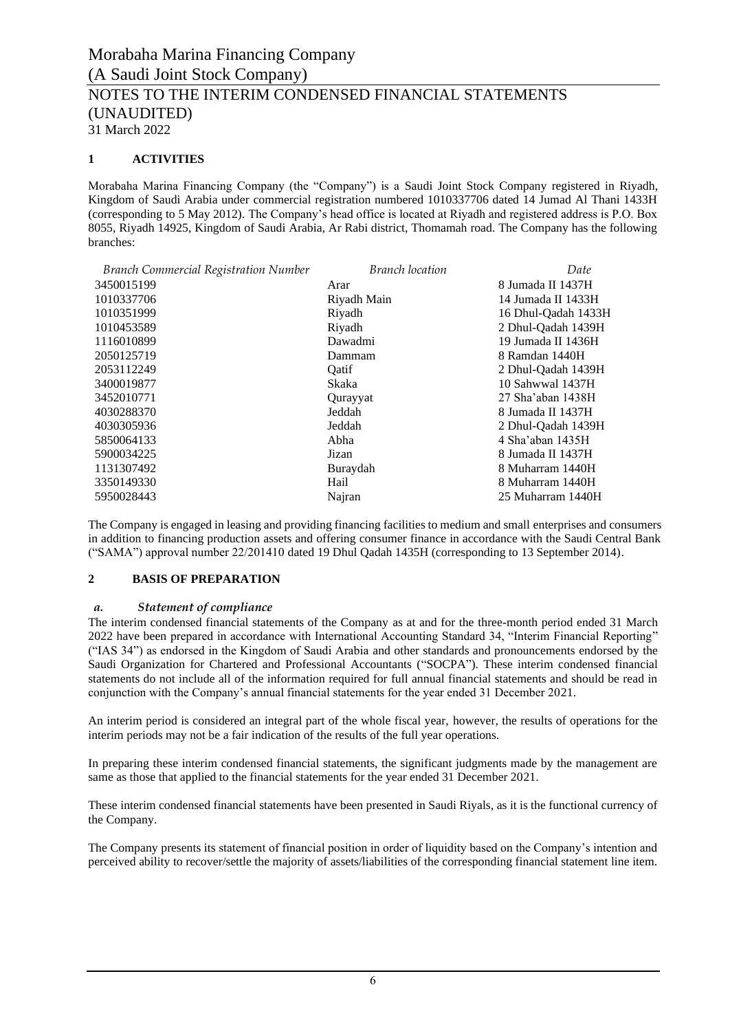# Morabaha Marina Financing Company
## (A Saudi Joint Stock Company)
## NOTES TO THE INTERIM CONDENSED FINANCIAL STATEMENTS (UNAUDITED)
31 March 2022

### 1 ACTIVITIES

Morabaha Marina Financing Company (the "Company") is a Saudi Joint Stock Company registered in Riyadh, Kingdom of Saudi Arabia under commercial registration numbered 1010337706 dated 14 Jumad Al Thani 1433H (corresponding to 5 May 2012). The Company's head office is located at Riyadh and registered address is P.O. Box 8055, Riyadh 14925, Kingdom of Saudi Arabia, Ar Rabi district, Thomamah road. The Company has the following branches:

| *Branch Commercial Registration Number* | *Branch location* | *Date* |
|---|---|---|
| 3450015199 | Arar | 8 Jumada II 1437H |
| 1010337706 | Riyadh Main | 14 Jumada II 1433H |
| 1010351999 | Riyadh | 16 Dhul-Qadah 1433H |
| 1010453589 | Riyadh | 2 Dhul-Qadah 1439H |
| 1116010899 | Dawadmi | 19 Jumada II 1436H |
| 2050125719 | Dammam | 8 Ramdan 1440H |
| 2053112249 | Qatif | 2 Dhul-Qadah 1439H |
| 3400019877 | Skaka | 10 Sahwwal 1437H |
| 3452010771 | Qurayyat | 27 Sha'aban 1438H |
| 4030288370 | Jeddah | 8 Jumada II 1437H |
| 4030305936 | Jeddah | 2 Dhul-Qadah 1439H |
| 5850064133 | Abha | 4 Sha'aban 1435H |
| 5900034225 | Jizan | 8 Jumada II 1437H |
| 1131307492 | Buraydah | 8 Muharram 1440H |
| 3350149330 | Hail | 8 Muharram 1440H |
| 5950028443 | Najran | 25 Muharram 1440H |

The Company is engaged in leasing and providing financing facilities to medium and small enterprises and consumers in addition to financing production assets and offering consumer finance in accordance with the Saudi Central Bank ("SAMA") approval number 22/201410 dated 19 Dhul Qadah 1435H (corresponding to 13 September 2014).

### 2 BASIS OF PREPARATION

#### *a. Statement of compliance*

The interim condensed financial statements of the Company as at and for the three-month period ended 31 March 2022 have been prepared in accordance with International Accounting Standard 34, "Interim Financial Reporting" ("IAS 34") as endorsed in the Kingdom of Saudi Arabia and other standards and pronouncements endorsed by the Saudi Organization for Chartered and Professional Accountants ("SOCPA"). These interim condensed financial statements do not include all of the information required for full annual financial statements and should be read in conjunction with the Company's annual financial statements for the year ended 31 December 2021.

An interim period is considered an integral part of the whole fiscal year, however, the results of operations for the interim periods may not be a fair indication of the results of the full year operations.

In preparing these interim condensed financial statements, the significant judgments made by the management are same as those that applied to the financial statements for the year ended 31 December 2021.

These interim condensed financial statements have been presented in Saudi Riyals, as it is the functional currency of the Company.

The Company presents its statement of financial position in order of liquidity based on the Company's intention and perceived ability to recover/settle the majority of assets/liabilities of the corresponding financial statement line item.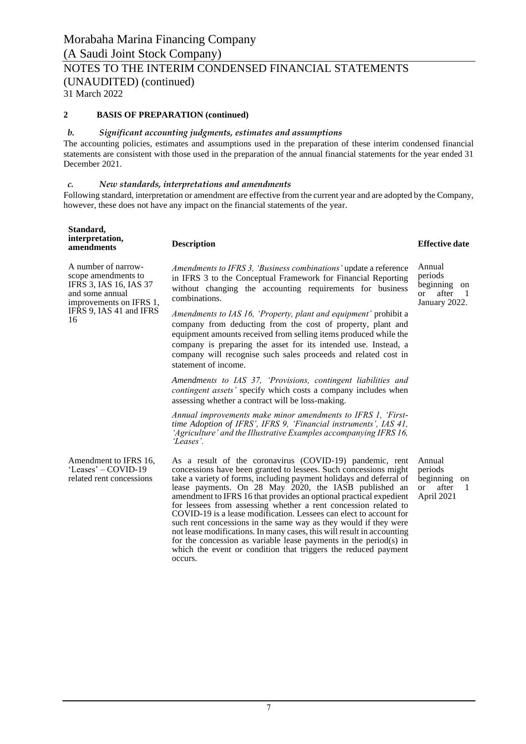## 2 BASIS OF PREPARATION (continued)

### *b. Significant accounting judgments, estimates and assumptions*

The accounting policies, estimates and assumptions used in the preparation of these interim condensed financial statements are consistent with those used in the preparation of the annual financial statements for the year ended 31 December 2021.

### *c. New standards, interpretations and amendments*

Following standard, interpretation or amendment are effective from the current year and are adopted by the Company, however, these does not have any impact on the financial statements of the year.

| Standard, interpretation, amendments | Description | Effective date |
|---|---|---|
| A number of narrow-scope amendments to IFRS 3, IAS 16, IAS 37 and some annual improvements on IFRS 1, IFRS 9, IAS 41 and IFRS 16 | *Amendments to IFRS 3, 'Business combinations'* update a reference in IFRS 3 to the Conceptual Framework for Financial Reporting without changing the accounting requirements for business combinations.<br><br>*Amendments to IAS 16, 'Property, plant and equipment'* prohibit a company from deducting from the cost of property, plant and equipment amounts received from selling items produced while the company is preparing the asset for its intended use. Instead, a company will recognise such sales proceeds and related cost in statement of income.<br><br>*Amendments to IAS 37, 'Provisions, contingent liabilities and contingent assets'* specify which costs a company includes when assessing whether a contract will be loss-making.<br><br>*Annual improvements make minor amendments to IFRS 1, 'First-time Adoption of IFRS', IFRS 9, 'Financial instruments', IAS 41, 'Agriculture' and the Illustrative Examples accompanying IFRS 16, 'Leases'.* | Annual periods beginning on or after 1 January 2022. |
| Amendment to IFRS 16, 'Leases' – COVID-19 related rent concessions | As a result of the coronavirus (COVID-19) pandemic, rent concessions have been granted to lessees. Such concessions might take a variety of forms, including payment holidays and deferral of lease payments. On 28 May 2020, the IASB published an amendment to IFRS 16 that provides an optional practical expedient for lessees from assessing whether a rent concession related to COVID-19 is a lease modification. Lessees can elect to account for such rent concessions in the same way as they would if they were not lease modifications. In many cases, this will result in accounting for the concession as variable lease payments in the period(s) in which the event or condition that triggers the reduced payment occurs. | Annual periods beginning on or after 1 April 2021 |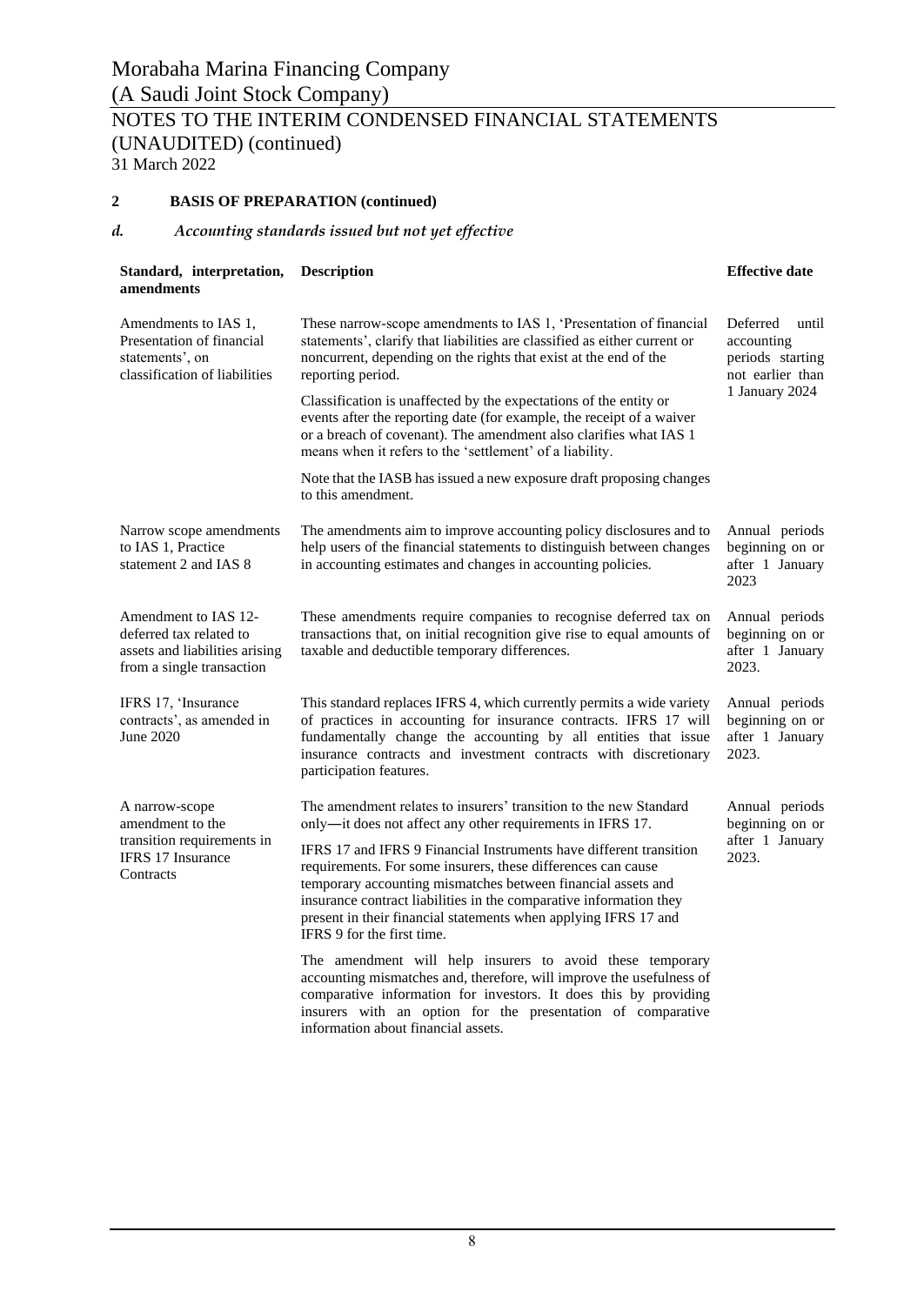## 2 BASIS OF PREPARATION (continued)

### *d. Accounting standards issued but not yet effective*

| Standard, interpretation, amendments | Description | Effective date |
|---|---|---|
| Amendments to IAS 1, Presentation of financial statements', on classification of liabilities | These narrow-scope amendments to IAS 1, 'Presentation of financial statements', clarify that liabilities are classified as either current or noncurrent, depending on the rights that exist at the end of the reporting period. Classification is unaffected by the expectations of the entity or events after the reporting date (for example, the receipt of a waiver or a breach of covenant). The amendment also clarifies what IAS 1 means when it refers to the 'settlement' of a liability. Note that the IASB has issued a new exposure draft proposing changes to this amendment. | Deferred until accounting periods starting not earlier than 1 January 2024 |
| Narrow scope amendments to IAS 1, Practice statement 2 and IAS 8 | The amendments aim to improve accounting policy disclosures and to help users of the financial statements to distinguish between changes in accounting estimates and changes in accounting policies. | Annual periods beginning on or after 1 January 2023 |
| Amendment to IAS 12- deferred tax related to assets and liabilities arising from a single transaction | These amendments require companies to recognise deferred tax on transactions that, on initial recognition give rise to equal amounts of taxable and deductible temporary differences. | Annual periods beginning on or after 1 January 2023. |
| IFRS 17, 'Insurance contracts', as amended in June 2020 | This standard replaces IFRS 4, which currently permits a wide variety of practices in accounting for insurance contracts. IFRS 17 will fundamentally change the accounting by all entities that issue insurance contracts and investment contracts with discretionary participation features. | Annual periods beginning on or after 1 January 2023. |
| A narrow-scope amendment to the transition requirements in IFRS 17 Insurance Contracts | The amendment relates to insurers' transition to the new Standard only—it does not affect any other requirements in IFRS 17. IFRS 17 and IFRS 9 Financial Instruments have different transition requirements. For some insurers, these differences can cause temporary accounting mismatches between financial assets and insurance contract liabilities in the comparative information they present in their financial statements when applying IFRS 17 and IFRS 9 for the first time. The amendment will help insurers to avoid these temporary accounting mismatches and, therefore, will improve the usefulness of comparative information for investors. It does this by providing insurers with an option for the presentation of comparative information about financial assets. | Annual periods beginning on or after 1 January 2023. |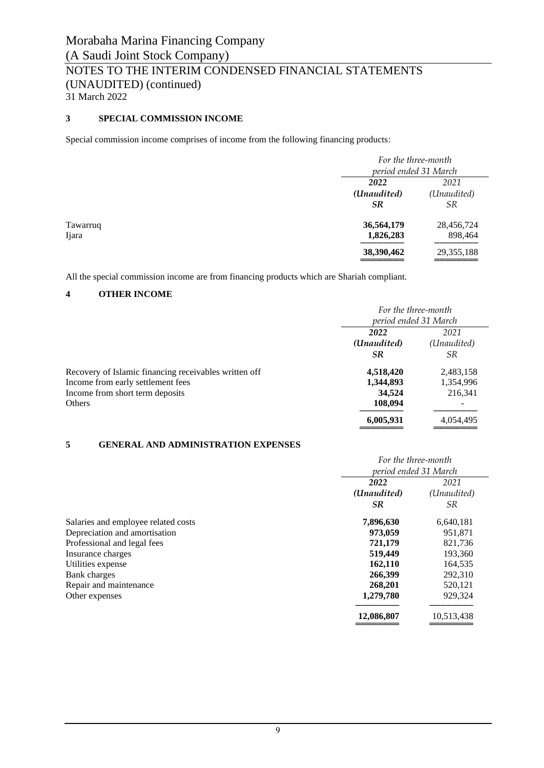## 3 SPECIAL COMMISSION INCOME

Special commission income comprises of income from the following financing products:

| | For the three-month period ended 31 March | |
|---|---|---|
| | **2022** | 2021 |
| | ***(Unaudited)*** | *(Unaudited)* |
| | ***SR*** | *SR* |
| Tawarruq | **36,564,179** | 28,456,724 |
| Ijara | **1,826,283** | 898,464 |
| | **38,390,462** | 29,355,188 |

All the special commission income are from financing products which are Shariah compliant.

## 4 OTHER INCOME

| | For the three-month period ended 31 March | |
|---|---|---|
| | **2022** | 2021 |
| | ***(Unaudited)*** | *(Unaudited)* |
| | ***SR*** | *SR* |
| Recovery of Islamic financing receivables written off | **4,518,420** | 2,483,158 |
| Income from early settlement fees | **1,344,893** | 1,354,996 |
| Income from short term deposits | **34,524** | 216,341 |
| Others | **108,094** | - |
| | **6,005,931** | 4,054,495 |

## 5 GENERAL AND ADMINISTRATION EXPENSES

| | For the three-month period ended 31 March | |
|---|---|---|
| | **2022** | 2021 |
| | ***(Unaudited)*** | *(Unaudited)* |
| | ***SR*** | *SR* |
| Salaries and employee related costs | **7,896,630** | 6,640,181 |
| Depreciation and amortisation | **973,059** | 951,871 |
| Professional and legal fees | **721,179** | 821,736 |
| Insurance charges | **519,449** | 193,360 |
| Utilities expense | **162,110** | 164,535 |
| Bank charges | **266,399** | 292,310 |
| Repair and maintenance | **268,201** | 520,121 |
| Other expenses | **1,279,780** | 929,324 |
| | **12,086,807** | 10,513,438 |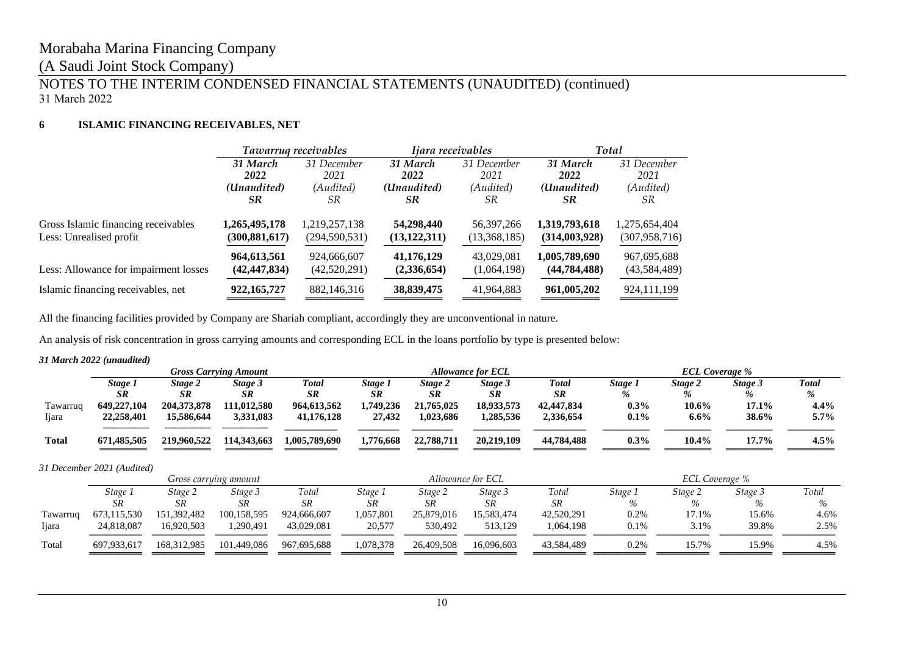Morabaha Marina Financing Company

(A Saudi Joint Stock Company)

NOTES TO THE INTERIM CONDENSED FINANCIAL STATEMENTS (UNAUDITED) (continued)

31 March 2022

## 6 ISLAMIC FINANCING RECEIVABLES, NET

| | *Tawarruq receivables* | | *Ijara receivables* | | *Total* | |
|---|---|---|---|---|---|---|
| | ***31 March 2022 (Unaudited) SR*** | *31 December 2021 (Audited) SR* | ***31 March 2022 (Unaudited) SR*** | *31 December 2021 (Audited) SR* | ***31 March 2022 (Unaudited) SR*** | *31 December 2021 (Audited) SR* |
| Gross Islamic financing receivables | **1,265,495,178** | 1,219,257,138 | **54,298,440** | 56,397,266 | **1,319,793,618** | 1,275,654,404 |
| Less: Unrealised profit | **(300,881,617)** | (294,590,531) | **(13,122,311)** | (13,368,185) | **(314,003,928)** | (307,958,716) |
| | **964,613,561** | 924,666,607 | **41,176,129** | 43,029,081 | **1,005,789,690** | 967,695,688 |
| Less: Allowance for impairment losses | **(42,447,834)** | (42,520,291) | **(2,336,654)** | (1,064,198) | **(44,784,488)** | (43,584,489) |
| Islamic financing receivables, net | **922,165,727** | 882,146,316 | **38,839,475** | 41,964,883 | **961,005,202** | 924,111,199 |

All the financing facilities provided by Company are Shariah compliant, accordingly they are unconventional in nature.

An analysis of risk concentration in gross carrying amounts and corresponding ECL in the loans portfolio by type is presented below:

***31 March 2022 (unaudited)***

| | ***Gross Carrying Amount*** | | | | ***Allowance for ECL*** | | | | ***ECL Coverage %*** | | | |
|---|---|---|---|---|---|---|---|---|---|---|---|---|
| | ***Stage 1 SR*** | ***Stage 2 SR*** | ***Stage 3 SR*** | ***Total SR*** | ***Stage 1 SR*** | ***Stage 2 SR*** | ***Stage 3 SR*** | ***Total SR*** | ***Stage 1 %*** | ***Stage 2 %*** | ***Stage 3 %*** | ***Total %*** |
| Tawarruq | **649,227,104** | **204,373,878** | **111,012,580** | **964,613,562** | **1,749,236** | **21,765,025** | **18,933,573** | **42,447,834** | **0.3%** | **10.6%** | **17.1%** | **4.4%** |
| Ijara | **22,258,401** | **15,586,644** | **3,331,083** | **41,176,128** | **27,432** | **1,023,686** | **1,285,536** | **2,336,654** | **0.1%** | **6.6%** | **38.6%** | **5.7%** |
| **Total** | **671,485,505** | **219,960,522** | **114,343,663** | **1,005,789,690** | **1,776,668** | **22,788,711** | **20,219,109** | **44,784,488** | **0.3%** | **10.4%** | **17.7%** | **4.5%** |

*31 December 2021 (Audited)*

| | *Gross carrying amount* | | | | *Allowance for ECL* | | | | *ECL Coverage %* | | | |
|---|---|---|---|---|---|---|---|---|---|---|---|---|
| | *Stage 1 SR* | *Stage 2 SR* | *Stage 3 SR* | *Total SR* | *Stage 1 SR* | *Stage 2 SR* | *Stage 3 SR* | *Total SR* | *Stage 1 %* | *Stage 2 %* | *Stage 3 %* | *Total %* |
| Tawarruq | 673,115,530 | 151,392,482 | 100,158,595 | 924,666,607 | 1,057,801 | 25,879,016 | 15,583,474 | 42,520,291 | 0.2% | 17.1% | 15.6% | 4.6% |
| Ijara | 24,818,087 | 16,920,503 | 1,290,491 | 43,029,081 | 20,577 | 530,492 | 513,129 | 1,064,198 | 0.1% | 3.1% | 39.8% | 2.5% |
| Total | 697,933,617 | 168,312,985 | 101,449,086 | 967,695,688 | 1,078,378 | 26,409,508 | 16,096,603 | 43,584,489 | 0.2% | 15.7% | 15.9% | 4.5% |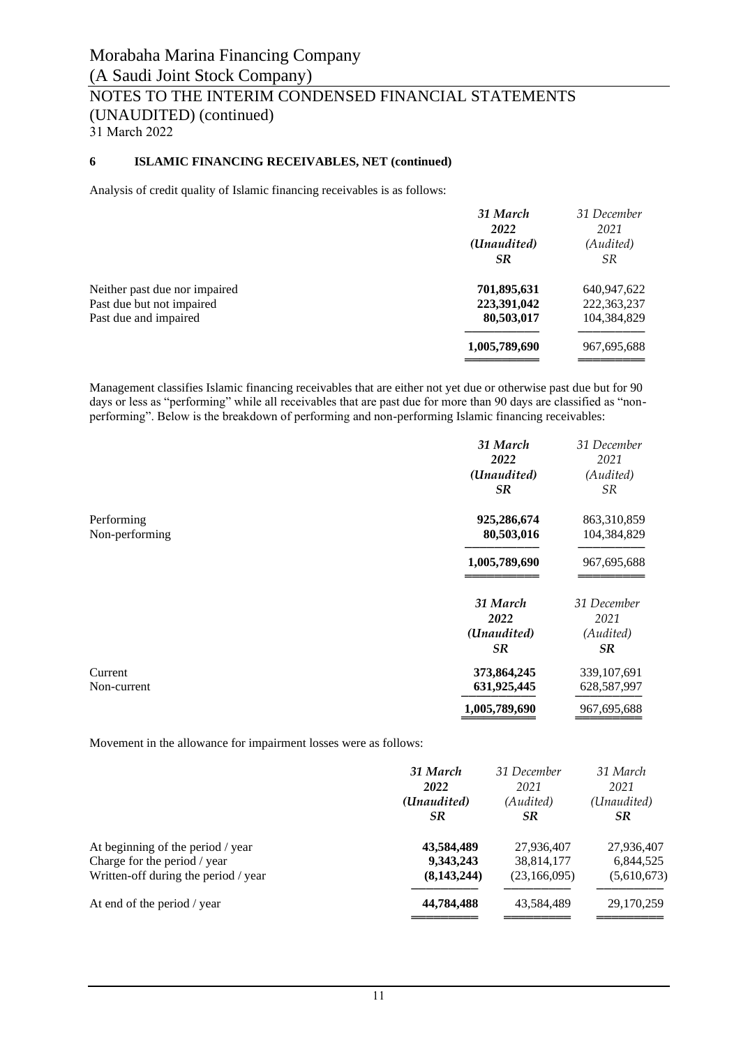### 6 ISLAMIC FINANCING RECEIVABLES, NET (continued)

Analysis of credit quality of Islamic financing receivables is as follows:

| | **31 March 2022 (Unaudited) SR** | *31 December 2021 (Audited) SR* |
|---|---|---|
| Neither past due nor impaired | **701,895,631** | 640,947,622 |
| Past due but not impaired | **223,391,042** | 222,363,237 |
| Past due and impaired | **80,503,017** | 104,384,829 |
| | **1,005,789,690** | 967,695,688 |

Management classifies Islamic financing receivables that are either not yet due or otherwise past due but for 90 days or less as "performing" while all receivables that are past due for more than 90 days are classified as "non-performing". Below is the breakdown of performing and non-performing Islamic financing receivables:

| | **31 March 2022 (Unaudited) SR** | *31 December 2021 (Audited) SR* |
|---|---|---|
| Performing | **925,286,674** | 863,310,859 |
| Non-performing | **80,503,016** | 104,384,829 |
| | **1,005,789,690** | 967,695,688 |

| | **31 March 2022 (Unaudited) SR** | *31 December 2021 (Audited) SR* |
|---|---|---|
| Current | **373,864,245** | 339,107,691 |
| Non-current | **631,925,445** | 628,587,997 |
| | **1,005,789,690** | 967,695,688 |

Movement in the allowance for impairment losses were as follows:

| | **31 March 2022 (Unaudited) SR** | *31 December 2021 (Audited) SR* | *31 March 2021 (Unaudited) SR* |
|---|---|---|---|
| At beginning of the period / year | **43,584,489** | 27,936,407 | 27,936,407 |
| Charge for the period / year | **9,343,243** | 38,814,177 | 6,844,525 |
| Written-off during the period / year | **(8,143,244)** | (23,166,095) | (5,610,673) |
| At end of the period / year | **44,784,488** | 43,584,489 | 29,170,259 |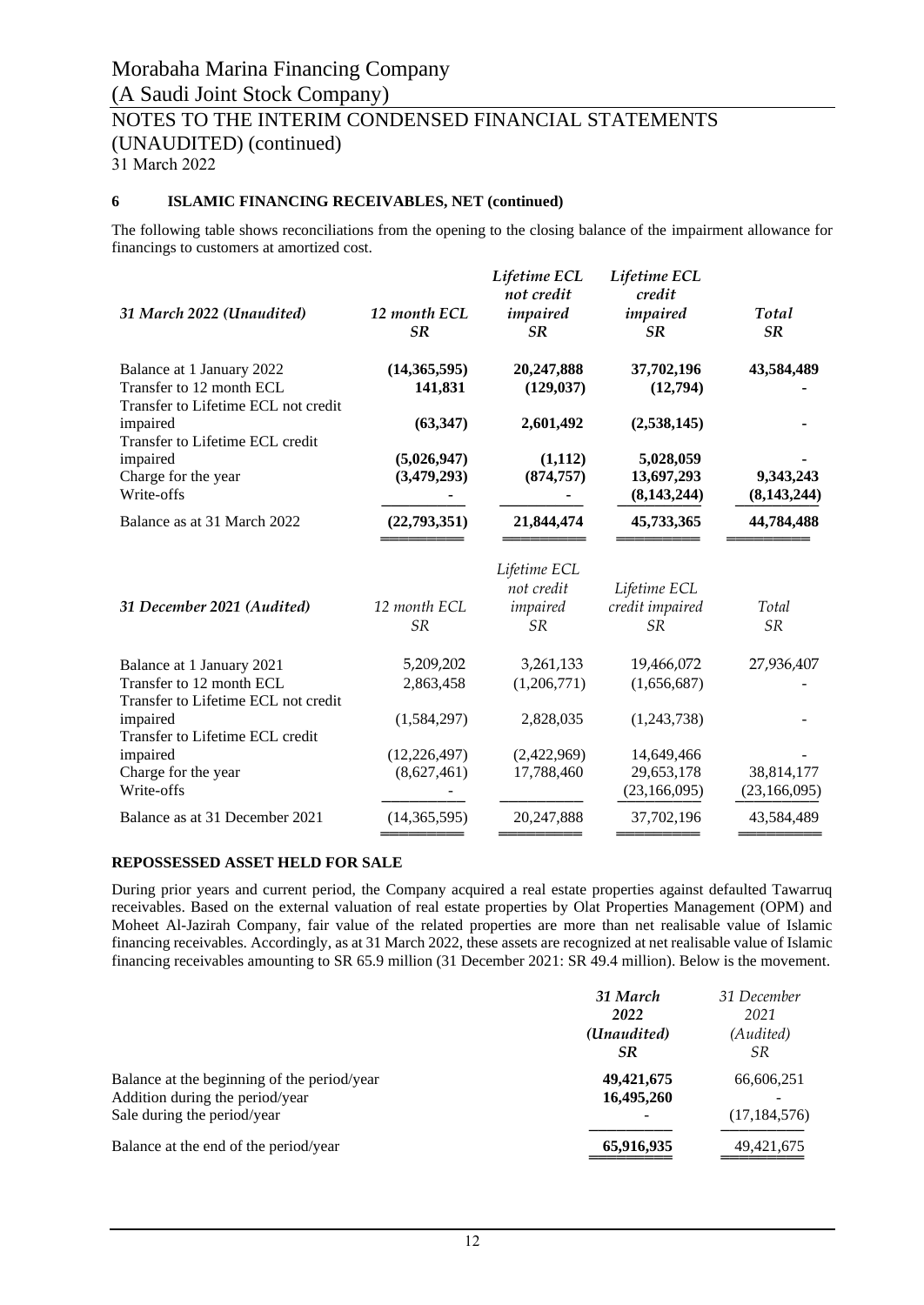**6 ISLAMIC FINANCING RECEIVABLES, NET (continued)**

The following table shows reconciliations from the opening to the closing balance of the impairment allowance for financings to customers at amortized cost.

| *31 March 2022 (Unaudited)* | *12 month ECL SR* | *Lifetime ECL not credit impaired SR* | *Lifetime ECL credit impaired SR* | *Total SR* |
|---|---|---|---|---|
| Balance at 1 January 2022 | **(14,365,595)** | **20,247,888** | **37,702,196** | **43,584,489** |
| Transfer to 12 month ECL | **141,831** | **(129,037)** | **(12,794)** | **-** |
| Transfer to Lifetime ECL not credit impaired | **(63,347)** | **2,601,492** | **(2,538,145)** | **-** |
| Transfer to Lifetime ECL credit impaired | **(5,026,947)** | **(1,112)** | **5,028,059** | **-** |
| Charge for the year | **(3,479,293)** | **(874,757)** | **13,697,293** | **9,343,243** |
| Write-offs | **-** | **-** | **(8,143,244)** | **(8,143,244)** |
| Balance as at 31 March 2022 | **(22,793,351)** | **21,844,474** | **45,733,365** | **44,784,488** |

| *31 December 2021 (Audited)* | *12 month ECL SR* | *Lifetime ECL not credit impaired SR* | *Lifetime ECL credit impaired SR* | *Total SR* |
|---|---|---|---|---|
| Balance at 1 January 2021 | 5,209,202 | 3,261,133 | 19,466,072 | 27,936,407 |
| Transfer to 12 month ECL | 2,863,458 | (1,206,771) | (1,656,687) | - |
| Transfer to Lifetime ECL not credit impaired | (1,584,297) | 2,828,035 | (1,243,738) | - |
| Transfer to Lifetime ECL credit impaired | (12,226,497) | (2,422,969) | 14,649,466 | - |
| Charge for the year | (8,627,461) | 17,788,460 | 29,653,178 | 38,814,177 |
| Write-offs | - | | (23,166,095) | (23,166,095) |
| Balance as at 31 December 2021 | (14,365,595) | 20,247,888 | 37,702,196 | 43,584,489 |

**REPOSSESSED ASSET HELD FOR SALE**

During prior years and current period, the Company acquired a real estate properties against defaulted Tawarruq receivables. Based on the external valuation of real estate properties by Olat Properties Management (OPM) and Moheet Al-Jazirah Company, fair value of the related properties are more than net realisable value of Islamic financing receivables. Accordingly, as at 31 March 2022, these assets are recognized at net realisable value of Islamic financing receivables amounting to SR 65.9 million (31 December 2021: SR 49.4 million). Below is the movement.

| | ***31 March 2022 (Unaudited) SR*** | *31 December 2021 (Audited) SR* |
|---|---|---|
| Balance at the beginning of the period/year | **49,421,675** | 66,606,251 |
| Addition during the period/year | **16,495,260** | - |
| Sale during the period/year | - | (17,184,576) |
| Balance at the end of the period/year | **65,916,935** | 49,421,675 |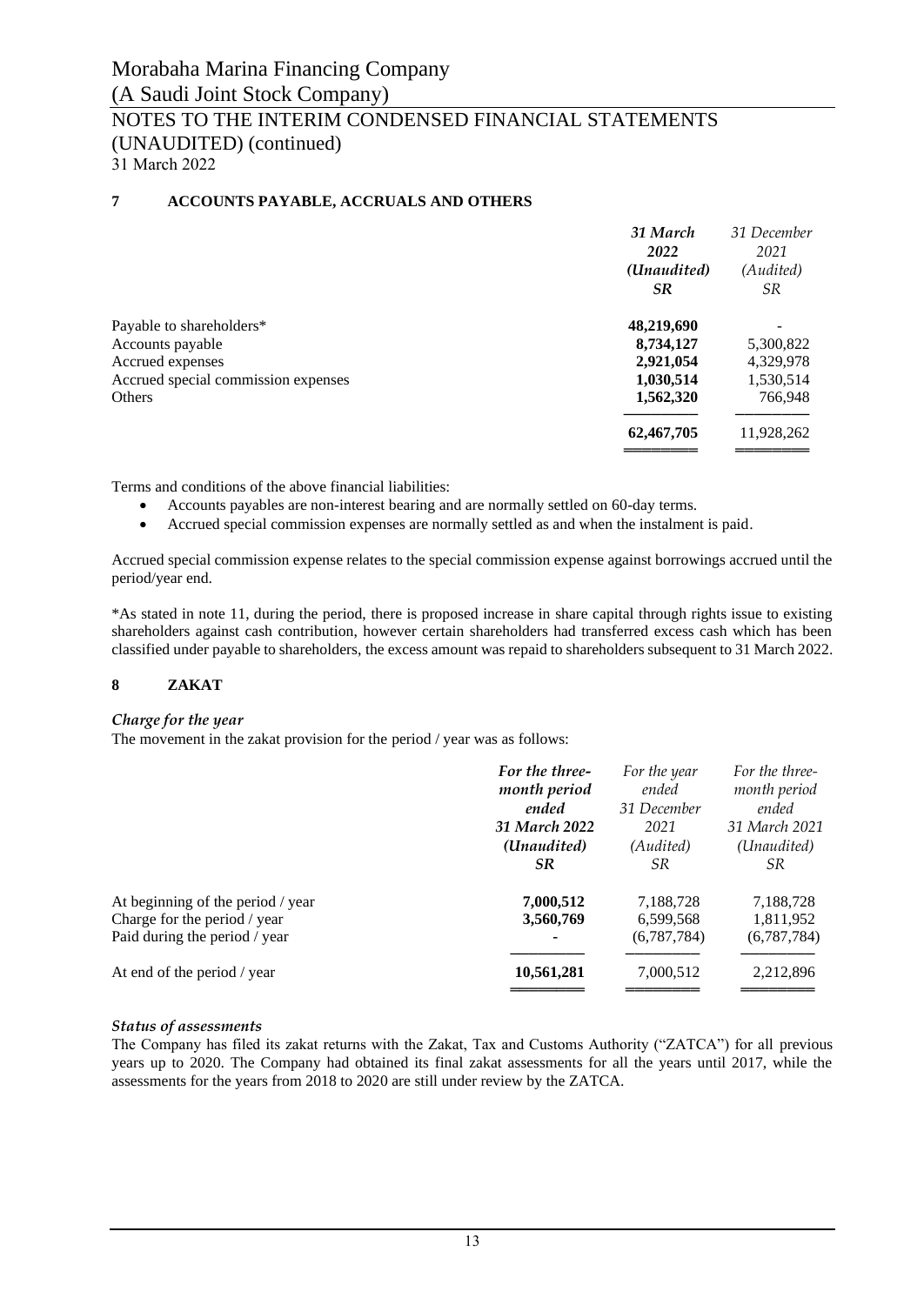## 7 ACCOUNTS PAYABLE, ACCRUALS AND OTHERS

| | **31 March 2022 (Unaudited) SR** | *31 December 2021 (Audited) SR* |
|---|---|---|
| Payable to shareholders* | **48,219,690** | - |
| Accounts payable | **8,734,127** | 5,300,822 |
| Accrued expenses | **2,921,054** | 4,329,978 |
| Accrued special commission expenses | **1,030,514** | 1,530,514 |
| Others | **1,562,320** | 766,948 |
| | **62,467,705** | 11,928,262 |

Terms and conditions of the above financial liabilities:

- Accounts payables are non-interest bearing and are normally settled on 60-day terms.
- Accrued special commission expenses are normally settled as and when the instalment is paid.

Accrued special commission expense relates to the special commission expense against borrowings accrued until the period/year end.

*As stated in note 11, during the period, there is proposed increase in share capital through rights issue to existing shareholders against cash contribution, however certain shareholders had transferred excess cash which has been classified under payable to shareholders, the excess amount was repaid to shareholders subsequent to 31 March 2022.

## 8 ZAKAT

### *Charge for the year*

The movement in the zakat provision for the period / year was as follows:

| | **For the three-month period ended 31 March 2022 (Unaudited) SR** | *For the year ended 31 December 2021 (Audited) SR* | *For the three-month period ended 31 March 2021 (Unaudited) SR* |
|---|---|---|---|
| At beginning of the period / year | **7,000,512** | 7,188,728 | 7,188,728 |
| Charge for the period / year | **3,560,769** | 6,599,568 | 1,811,952 |
| Paid during the period / year | **-** | (6,787,784) | (6,787,784) |
| At end of the period / year | **10,561,281** | 7,000,512 | 2,212,896 |

### *Status of assessments*

The Company has filed its zakat returns with the Zakat, Tax and Customs Authority ("ZATCA") for all previous years up to 2020. The Company had obtained its final zakat assessments for all the years until 2017, while the assessments for the years from 2018 to 2020 are still under review by the ZATCA.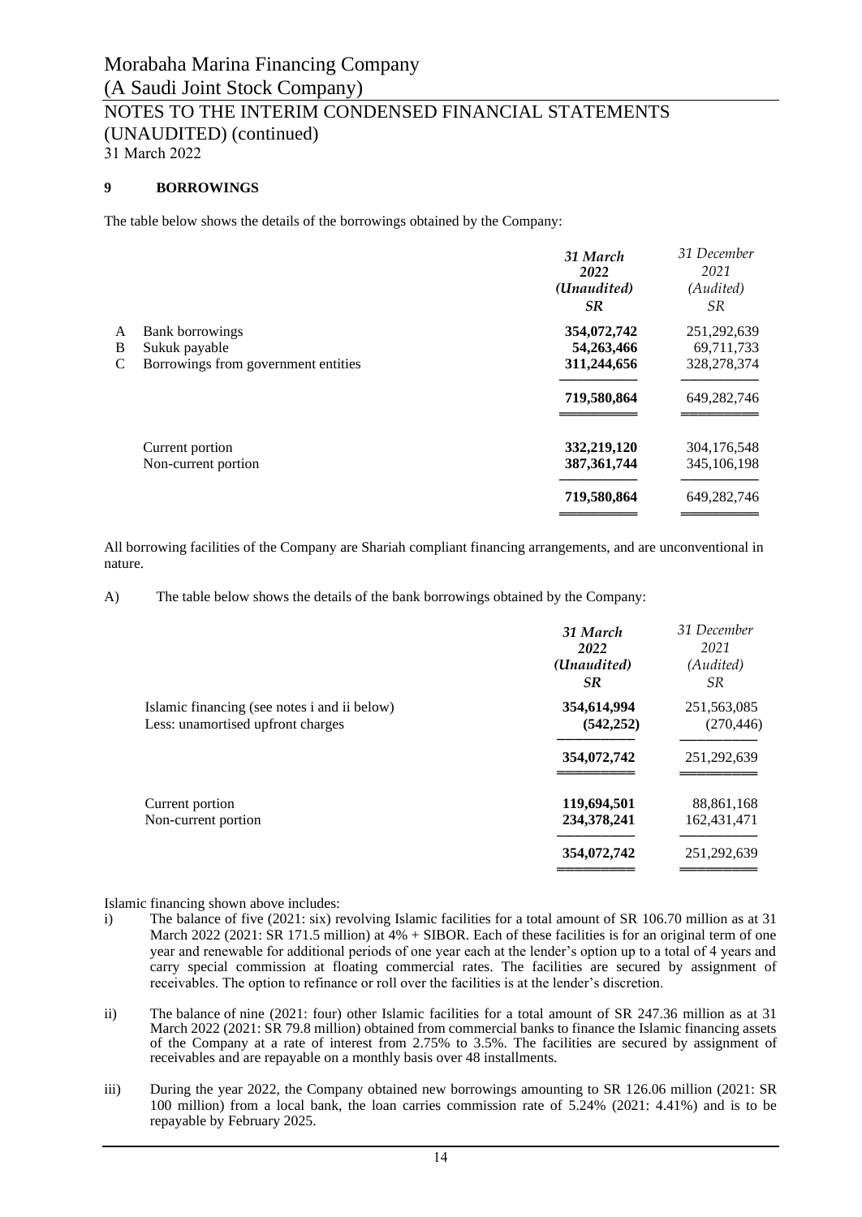## 9 BORROWINGS

The table below shows the details of the borrowings obtained by the Company:

| | | *31 March 2022 (Unaudited) SR* | *31 December 2021 (Audited) SR* |
|---|---|---|---|
| A | Bank borrowings | **354,072,742** | 251,292,639 |
| B | Sukuk payable | **54,263,466** | 69,711,733 |
| C | Borrowings from government entities | **311,244,656** | 328,278,374 |
| | | **719,580,864** | 649,282,746 |
| | Current portion | **332,219,120** | 304,176,548 |
| | Non-current portion | **387,361,744** | 345,106,198 |
| | | **719,580,864** | 649,282,746 |

All borrowing facilities of the Company are Shariah compliant financing arrangements, and are unconventional in nature.

A) The table below shows the details of the bank borrowings obtained by the Company:

| | *31 March 2022 (Unaudited) SR* | *31 December 2021 (Audited) SR* |
|---|---|---|
| Islamic financing (see notes i and ii below) | **354,614,994** | 251,563,085 |
| Less: unamortised upfront charges | **(542,252)** | (270,446) |
| | **354,072,742** | 251,292,639 |
| Current portion | **119,694,501** | 88,861,168 |
| Non-current portion | **234,378,241** | 162,431,471 |
| | **354,072,742** | 251,292,639 |

Islamic financing shown above includes:

i) The balance of five (2021: six) revolving Islamic facilities for a total amount of SR 106.70 million as at 31 March 2022 (2021: SR 171.5 million) at 4% + SIBOR. Each of these facilities is for an original term of one year and renewable for additional periods of one year each at the lender's option up to a total of 4 years and carry special commission at floating commercial rates. The facilities are secured by assignment of receivables. The option to refinance or roll over the facilities is at the lender's discretion.

ii) The balance of nine (2021: four) other Islamic facilities for a total amount of SR 247.36 million as at 31 March 2022 (2021: SR 79.8 million) obtained from commercial banks to finance the Islamic financing assets of the Company at a rate of interest from 2.75% to 3.5%. The facilities are secured by assignment of receivables and are repayable on a monthly basis over 48 installments.

iii) During the year 2022, the Company obtained new borrowings amounting to SR 126.06 million (2021: SR 100 million) from a local bank, the loan carries commission rate of 5.24% (2021: 4.41%) and is to be repayable by February 2025.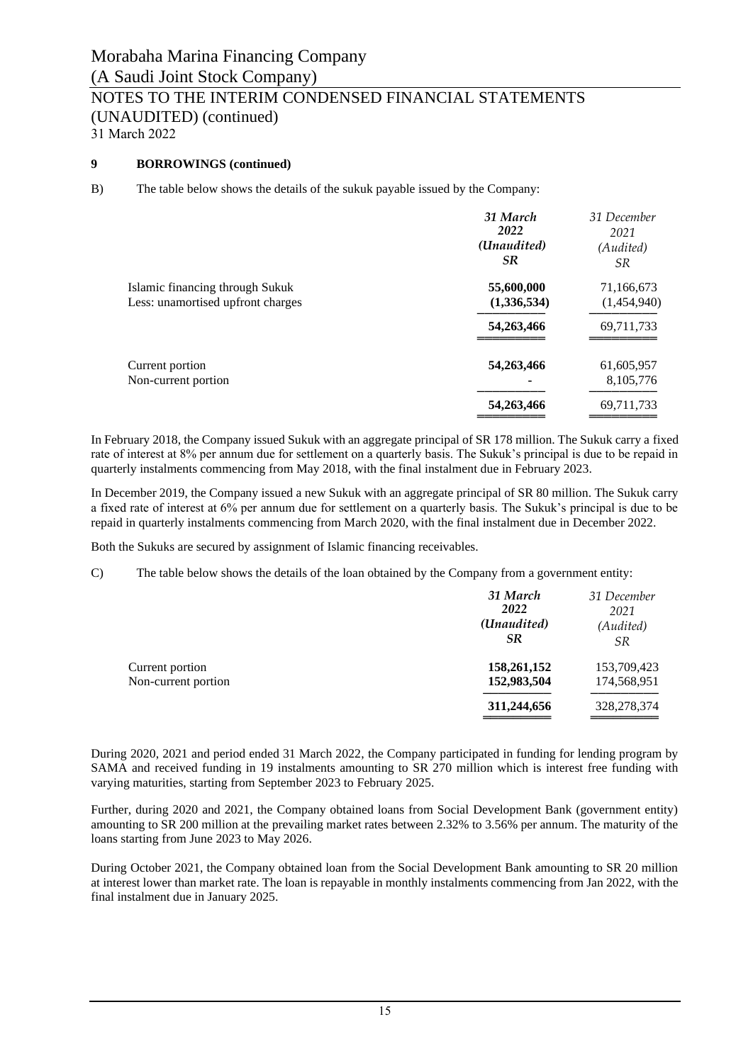## 9 BORROWINGS (continued)

B) The table below shows the details of the sukuk payable issued by the Company:

| | ***31 March 2022 (Unaudited) SR*** | *31 December 2021 (Audited) SR* |
|---|---|---|
| Islamic financing through Sukuk | **55,600,000** | 71,166,673 |
| Less: unamortised upfront charges | **(1,336,534)** | (1,454,940) |
| | **54,263,466** | 69,711,733 |
| Current portion | **54,263,466** | 61,605,957 |
| Non-current portion | **-** | 8,105,776 |
| | **54,263,466** | 69,711,733 |

In February 2018, the Company issued Sukuk with an aggregate principal of SR 178 million. The Sukuk carry a fixed rate of interest at 8% per annum due for settlement on a quarterly basis. The Sukuk's principal is due to be repaid in quarterly instalments commencing from May 2018, with the final instalment due in February 2023.

In December 2019, the Company issued a new Sukuk with an aggregate principal of SR 80 million. The Sukuk carry a fixed rate of interest at 6% per annum due for settlement on a quarterly basis. The Sukuk's principal is due to be repaid in quarterly instalments commencing from March 2020, with the final instalment due in December 2022.

Both the Sukuks are secured by assignment of Islamic financing receivables.

C) The table below shows the details of the loan obtained by the Company from a government entity:

| | ***31 March 2022 (Unaudited) SR*** | *31 December 2021 (Audited) SR* |
|---|---|---|
| Current portion | **158,261,152** | 153,709,423 |
| Non-current portion | **152,983,504** | 174,568,951 |
| | **311,244,656** | 328,278,374 |

During 2020, 2021 and period ended 31 March 2022, the Company participated in funding for lending program by SAMA and received funding in 19 instalments amounting to SR 270 million which is interest free funding with varying maturities, starting from September 2023 to February 2025.

Further, during 2020 and 2021, the Company obtained loans from Social Development Bank (government entity) amounting to SR 200 million at the prevailing market rates between 2.32% to 3.56% per annum. The maturity of the loans starting from June 2023 to May 2026.

During October 2021, the Company obtained loan from the Social Development Bank amounting to SR 20 million at interest lower than market rate. The loan is repayable in monthly instalments commencing from Jan 2022, with the final instalment due in January 2025.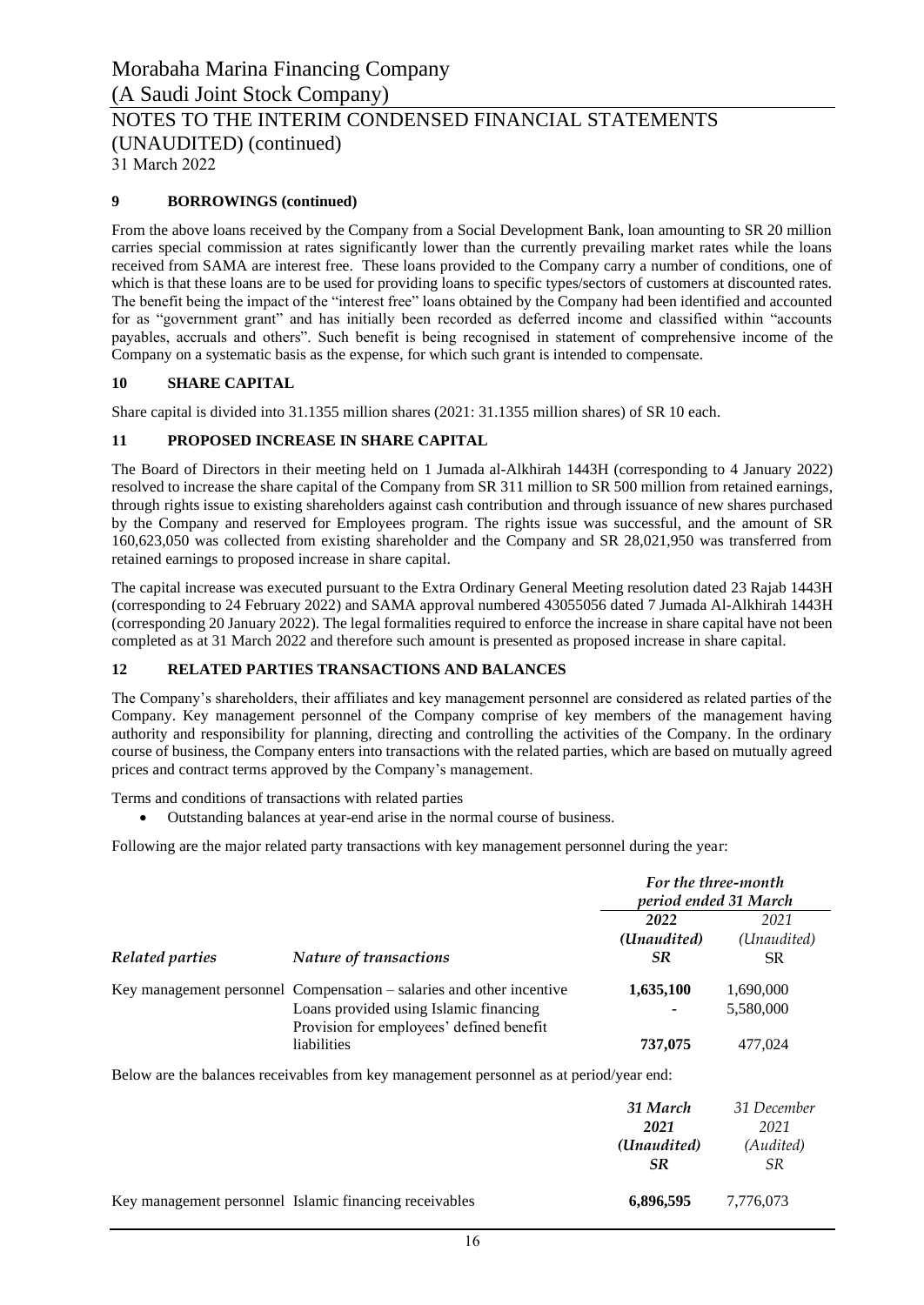### 9 BORROWINGS (continued)

From the above loans received by the Company from a Social Development Bank, loan amounting to SR 20 million carries special commission at rates significantly lower than the currently prevailing market rates while the loans received from SAMA are interest free. These loans provided to the Company carry a number of conditions, one of which is that these loans are to be used for providing loans to specific types/sectors of customers at discounted rates. The benefit being the impact of the "interest free" loans obtained by the Company had been identified and accounted for as "government grant" and has initially been recorded as deferred income and classified within "accounts payables, accruals and others". Such benefit is being recognised in statement of comprehensive income of the Company on a systematic basis as the expense, for which such grant is intended to compensate.

### 10 SHARE CAPITAL

Share capital is divided into 31.1355 million shares (2021: 31.1355 million shares) of SR 10 each.

### 11 PROPOSED INCREASE IN SHARE CAPITAL

The Board of Directors in their meeting held on 1 Jumada al-Alkhirah 1443H (corresponding to 4 January 2022) resolved to increase the share capital of the Company from SR 311 million to SR 500 million from retained earnings, through rights issue to existing shareholders against cash contribution and through issuance of new shares purchased by the Company and reserved for Employees program. The rights issue was successful, and the amount of SR 160,623,050 was collected from existing shareholder and the Company and SR 28,021,950 was transferred from retained earnings to proposed increase in share capital.

The capital increase was executed pursuant to the Extra Ordinary General Meeting resolution dated 23 Rajab 1443H (corresponding to 24 February 2022) and SAMA approval numbered 43055056 dated 7 Jumada Al-Alkhirah 1443H (corresponding 20 January 2022). The legal formalities required to enforce the increase in share capital have not been completed as at 31 March 2022 and therefore such amount is presented as proposed increase in share capital.

### 12 RELATED PARTIES TRANSACTIONS AND BALANCES

The Company's shareholders, their affiliates and key management personnel are considered as related parties of the Company. Key management personnel of the Company comprise of key members of the management having authority and responsibility for planning, directing and controlling the activities of the Company. In the ordinary course of business, the Company enters into transactions with the related parties, which are based on mutually agreed prices and contract terms approved by the Company's management.

Terms and conditions of transactions with related parties

- Outstanding balances at year-end arise in the normal course of business.

Following are the major related party transactions with key management personnel during the year:

| | | *For the three-month period ended 31 March* | |
|---|---|---|---|
| | | ***2022*** | *2021* |
| | | ***(Unaudited)*** | *(Unaudited)* |
| ***Related parties*** | ***Nature of transactions*** | ***SR*** | SR |
| Key management personnel | Compensation – salaries and other incentive | **1,635,100** | 1,690,000 |
| | Loans provided using Islamic financing | **-** | 5,580,000 |
| | Provision for employees' defined benefit liabilities | **737,075** | 477,024 |

Below are the balances receivables from key management personnel as at period/year end:

| | | ***31 March 2021 (Unaudited) SR*** | *31 December 2021 (Audited) SR* |
|---|---|---|---|
| Key management personnel | Islamic financing receivables | **6,896,595** | 7,776,073 |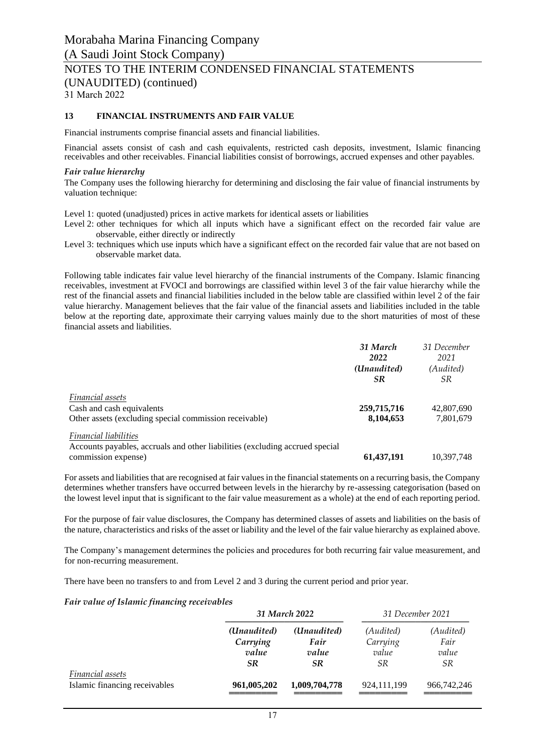## 13 FINANCIAL INSTRUMENTS AND FAIR VALUE

Financial instruments comprise financial assets and financial liabilities.

Financial assets consist of cash and cash equivalents, restricted cash deposits, investment, Islamic financing receivables and other receivables. Financial liabilities consist of borrowings, accrued expenses and other payables.

### *Fair value hierarchy*

The Company uses the following hierarchy for determining and disclosing the fair value of financial instruments by valuation technique:

Level 1: quoted (unadjusted) prices in active markets for identical assets or liabilities

Level 2: other techniques for which all inputs which have a significant effect on the recorded fair value are observable, either directly or indirectly

Level 3: techniques which use inputs which have a significant effect on the recorded fair value that are not based on observable market data.

Following table indicates fair value level hierarchy of the financial instruments of the Company. Islamic financing receivables, investment at FVOCI and borrowings are classified within level 3 of the fair value hierarchy while the rest of the financial assets and financial liabilities included in the below table are classified within level 2 of the fair value hierarchy. Management believes that the fair value of the financial assets and liabilities included in the table below at the reporting date, approximate their carrying values mainly due to the short maturities of most of these financial assets and liabilities.

| | ***31 March 2022 (Unaudited) SR*** | *31 December 2021 (Audited) SR* |
|---|---|---|
| *Financial assets* | | |
| Cash and cash equivalents | **259,715,716** | 42,807,690 |
| Other assets (excluding special commission receivable) | **8,104,653** | 7,801,679 |
| *Financial liabilities* | | |
| Accounts payables, accruals and other liabilities (excluding accrued special commission expense) | **61,437,191** | 10,397,748 |

For assets and liabilities that are recognised at fair values in the financial statements on a recurring basis, the Company determines whether transfers have occurred between levels in the hierarchy by re-assessing categorisation (based on the lowest level input that is significant to the fair value measurement as a whole) at the end of each reporting period.

For the purpose of fair value disclosures, the Company has determined classes of assets and liabilities on the basis of the nature, characteristics and risks of the asset or liability and the level of the fair value hierarchy as explained above.

The Company's management determines the policies and procedures for both recurring fair value measurement, and for non-recurring measurement.

There have been no transfers to and from Level 2 and 3 during the current period and prior year.

### *Fair value of Islamic financing receivables*

| | ***31 March 2022*** | | *31 December 2021* | |
|---|---|---|---|---|
| | ***(Unaudited) Carrying value SR*** | ***(Unaudited) Fair value SR*** | *(Audited) Carrying value SR* | *(Audited) Fair value SR* |
| *Financial assets* | | | | |
| Islamic financing receivables | **961,005,202** | **1,009,704,778** | 924,111,199 | 966,742,246 |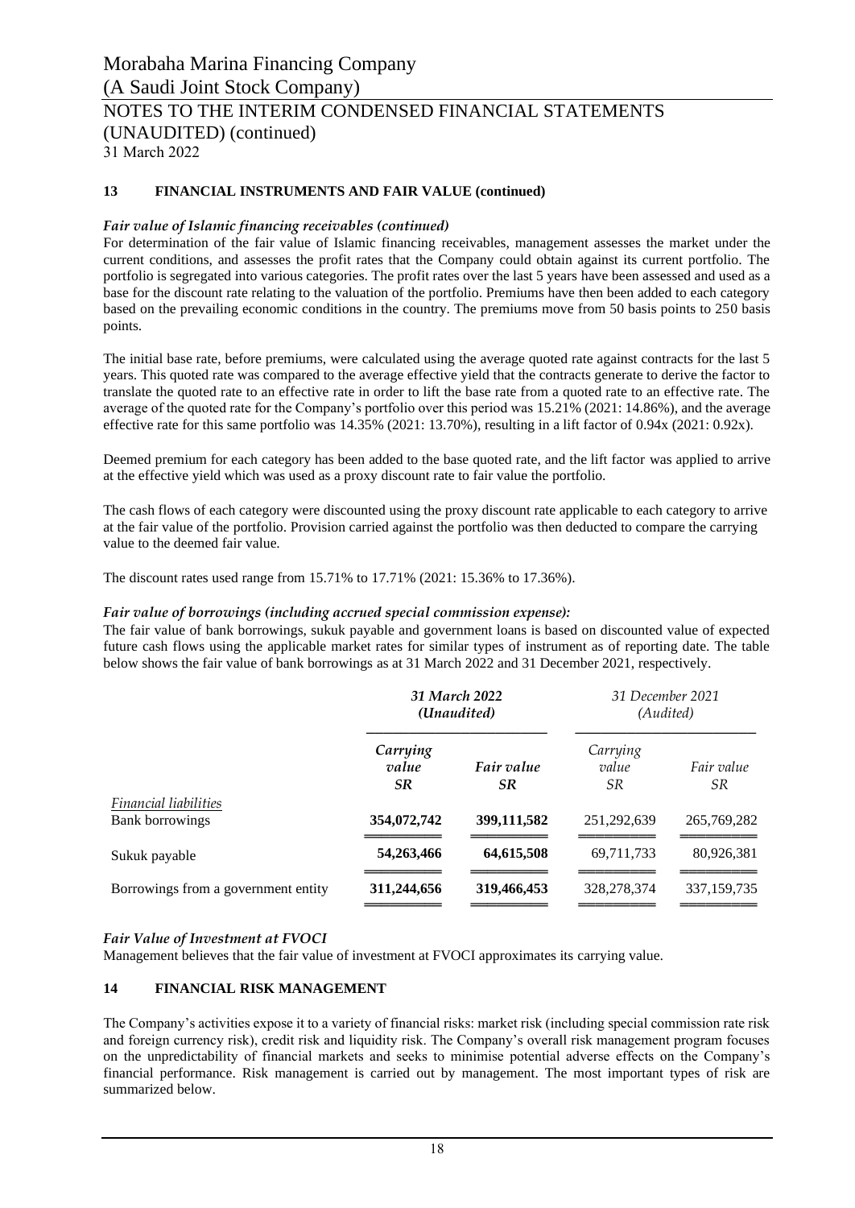# Morabaha Marina Financing Company
(A Saudi Joint Stock Company)
NOTES TO THE INTERIM CONDENSED FINANCIAL STATEMENTS (UNAUDITED) (continued)
31 March 2022

## 13 FINANCIAL INSTRUMENTS AND FAIR VALUE (continued)

### *Fair value of Islamic financing receivables (continued)*

For determination of the fair value of Islamic financing receivables, management assesses the market under the current conditions, and assesses the profit rates that the Company could obtain against its current portfolio. The portfolio is segregated into various categories. The profit rates over the last 5 years have been assessed and used as a base for the discount rate relating to the valuation of the portfolio. Premiums have then been added to each category based on the prevailing economic conditions in the country. The premiums move from 50 basis points to 250 basis points.

The initial base rate, before premiums, were calculated using the average quoted rate against contracts for the last 5 years. This quoted rate was compared to the average effective yield that the contracts generate to derive the factor to translate the quoted rate to an effective rate in order to lift the base rate from a quoted rate to an effective rate. The average of the quoted rate for the Company's portfolio over this period was 15.21% (2021: 14.86%), and the average effective rate for this same portfolio was 14.35% (2021: 13.70%), resulting in a lift factor of 0.94x (2021: 0.92x).

Deemed premium for each category has been added to the base quoted rate, and the lift factor was applied to arrive at the effective yield which was used as a proxy discount rate to fair value the portfolio.

The cash flows of each category were discounted using the proxy discount rate applicable to each category to arrive at the fair value of the portfolio. Provision carried against the portfolio was then deducted to compare the carrying value to the deemed fair value.

The discount rates used range from 15.71% to 17.71% (2021: 15.36% to 17.36%).

### *Fair value of borrowings (including accrued special commission expense):*

The fair value of bank borrowings, sukuk payable and government loans is based on discounted value of expected future cash flows using the applicable market rates for similar types of instrument as of reporting date. The table below shows the fair value of bank borrowings as at 31 March 2022 and 31 December 2021, respectively.

| | ***31 March 2022 (Unaudited)*** | | *31 December 2021 (Audited)* | |
|---|---|---|---|---|
| | ***Carrying value SR*** | ***Fair value SR*** | *Carrying value SR* | *Fair value SR* |
| *Financial liabilities* | | | | |
| Bank borrowings | **354,072,742** | **399,111,582** | 251,292,639 | 265,769,282 |
| Sukuk payable | **54,263,466** | **64,615,508** | 69,711,733 | 80,926,381 |
| Borrowings from a government entity | **311,244,656** | **319,466,453** | 328,278,374 | 337,159,735 |

### *Fair Value of Investment at FVOCI*

Management believes that the fair value of investment at FVOCI approximates its carrying value.

## 14 FINANCIAL RISK MANAGEMENT

The Company's activities expose it to a variety of financial risks: market risk (including special commission rate risk and foreign currency risk), credit risk and liquidity risk. The Company's overall risk management program focuses on the unpredictability of financial markets and seeks to minimise potential adverse effects on the Company's financial performance. Risk management is carried out by management. The most important types of risk are summarized below.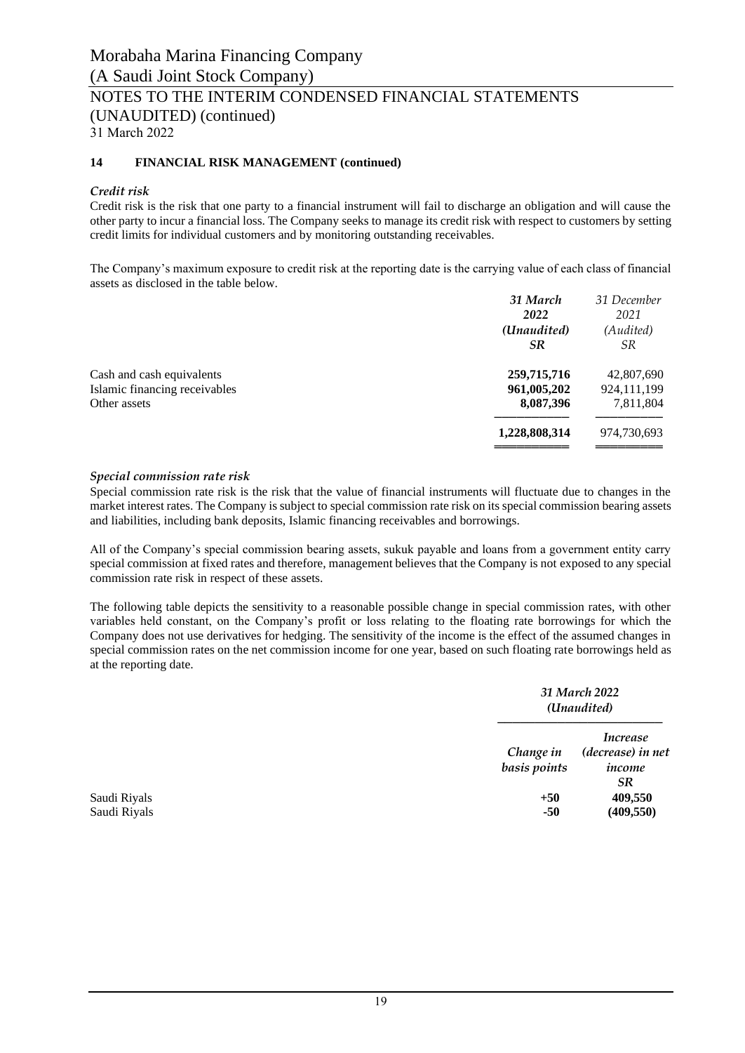## 14 FINANCIAL RISK MANAGEMENT (continued)

### *Credit risk*

Credit risk is the risk that one party to a financial instrument will fail to discharge an obligation and will cause the other party to incur a financial loss. The Company seeks to manage its credit risk with respect to customers by setting credit limits for individual customers and by monitoring outstanding receivables.

The Company's maximum exposure to credit risk at the reporting date is the carrying value of each class of financial assets as disclosed in the table below.

| | ***31 March 2022 (Unaudited) SR*** | *31 December 2021 (Audited) SR* |
|---|---|---|
| Cash and cash equivalents | **259,715,716** | 42,807,690 |
| Islamic financing receivables | **961,005,202** | 924,111,199 |
| Other assets | **8,087,396** | 7,811,804 |
| | **1,228,808,314** | 974,730,693 |

### *Special commission rate risk*

Special commission rate risk is the risk that the value of financial instruments will fluctuate due to changes in the market interest rates. The Company is subject to special commission rate risk on its special commission bearing assets and liabilities, including bank deposits, Islamic financing receivables and borrowings.

All of the Company's special commission bearing assets, sukuk payable and loans from a government entity carry special commission at fixed rates and therefore, management believes that the Company is not exposed to any special commission rate risk in respect of these assets.

The following table depicts the sensitivity to a reasonable possible change in special commission rates, with other variables held constant, on the Company's profit or loss relating to the floating rate borrowings for which the Company does not use derivatives for hedging. The sensitivity of the income is the effect of the assumed changes in special commission rates on the net commission income for one year, based on such floating rate borrowings held as at the reporting date.

| | ***31 March 2022 (Unaudited)*** | |
|---|---|---|
| | ***Change in basis points*** | ***Increase (decrease) in net income SR*** |
| Saudi Riyals | **+50** | **409,550** |
| Saudi Riyals | **-50** | **(409,550)** |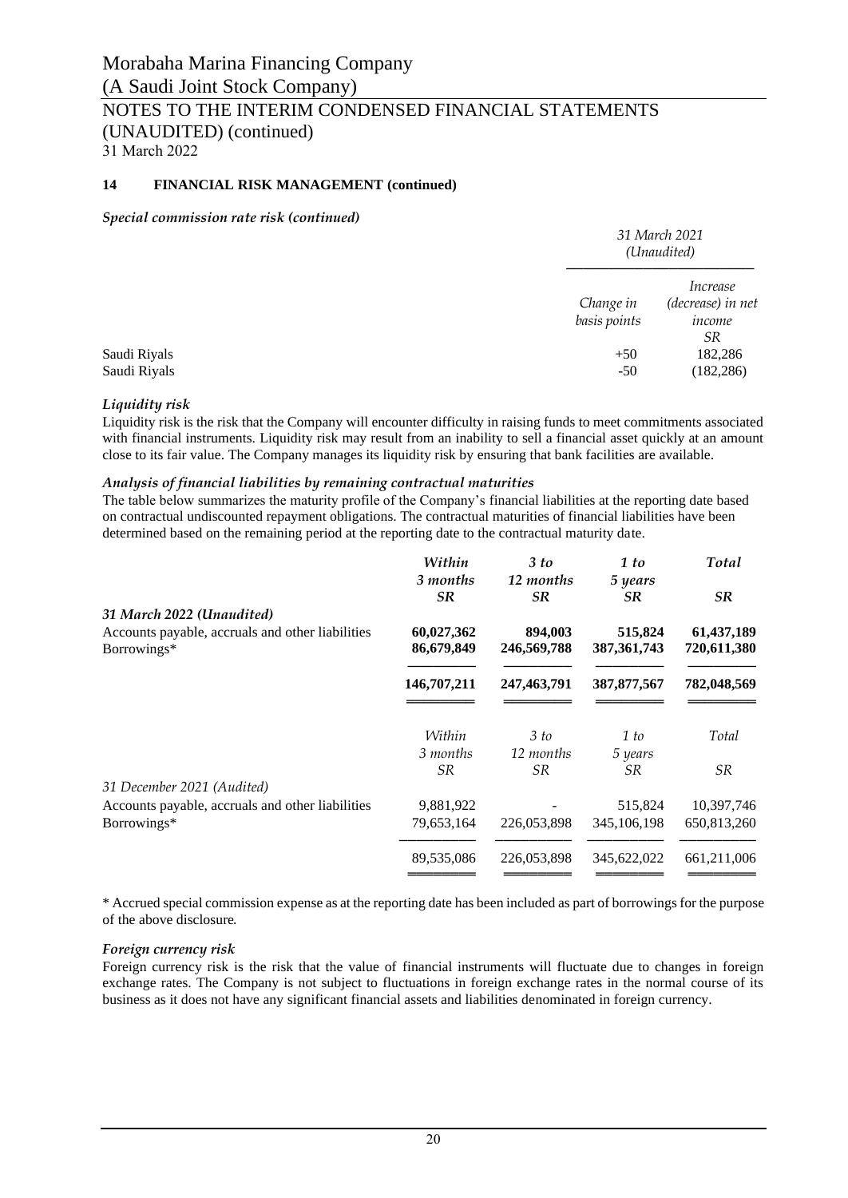Morabaha Marina Financing Company
(A Saudi Joint Stock Company)

NOTES TO THE INTERIM CONDENSED FINANCIAL STATEMENTS (UNAUDITED) (continued)
31 March 2022

## 14 FINANCIAL RISK MANAGEMENT (continued)

***Special commission rate risk (continued)***

| | *31 March 2021 (Unaudited)* | |
|---|---|---|
| | *Change in basis points* | *Increase (decrease) in net income SR* |
| Saudi Riyals | +50 | 182,286 |
| Saudi Riyals | -50 | (182,286) |

***Liquidity risk***

Liquidity risk is the risk that the Company will encounter difficulty in raising funds to meet commitments associated with financial instruments. Liquidity risk may result from an inability to sell a financial asset quickly at an amount close to its fair value. The Company manages its liquidity risk by ensuring that bank facilities are available.

***Analysis of financial liabilities by remaining contractual maturities***

The table below summarizes the maturity profile of the Company's financial liabilities at the reporting date based on contractual undiscounted repayment obligations. The contractual maturities of financial liabilities have been determined based on the remaining period at the reporting date to the contractual maturity date.

| | ***Within 3 months SR*** | ***3 to 12 months SR*** | ***1 to 5 years SR*** | ***Total SR*** |
|---|---|---|---|---|
| ***31 March 2022 (Unaudited)*** | | | | |
| Accounts payable, accruals and other liabilities | **60,027,362** | **894,003** | **515,824** | **61,437,189** |
| Borrowings* | **86,679,849** | **246,569,788** | **387,361,743** | **720,611,380** |
| | **146,707,211** | **247,463,791** | **387,877,567** | **782,048,569** |

| | *Within 3 months SR* | *3 to 12 months SR* | *1 to 5 years SR* | *Total SR* |
|---|---|---|---|---|
| *31 December 2021 (Audited)* | | | | |
| Accounts payable, accruals and other liabilities | 9,881,922 | - | 515,824 | 10,397,746 |
| Borrowings* | 79,653,164 | 226,053,898 | 345,106,198 | 650,813,260 |
| | 89,535,086 | 226,053,898 | 345,622,022 | 661,211,006 |

\* Accrued special commission expense as at the reporting date has been included as part of borrowings for the purpose of the above disclosure.

***Foreign currency risk***

Foreign currency risk is the risk that the value of financial instruments will fluctuate due to changes in foreign exchange rates. The Company is not subject to fluctuations in foreign exchange rates in the normal course of its business as it does not have any significant financial assets and liabilities denominated in foreign currency.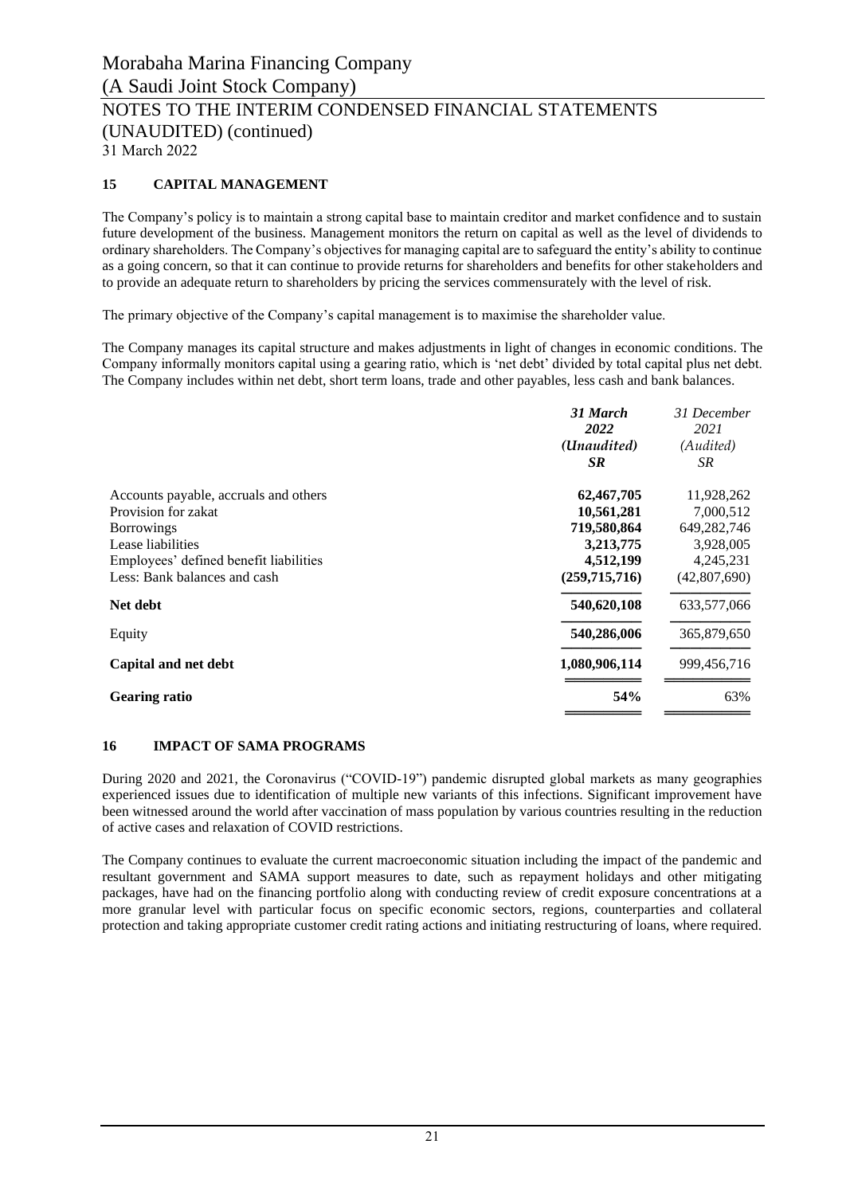## 15 CAPITAL MANAGEMENT

The Company's policy is to maintain a strong capital base to maintain creditor and market confidence and to sustain future development of the business. Management monitors the return on capital as well as the level of dividends to ordinary shareholders. The Company's objectives for managing capital are to safeguard the entity's ability to continue as a going concern, so that it can continue to provide returns for shareholders and benefits for other stakeholders and to provide an adequate return to shareholders by pricing the services commensurately with the level of risk.

The primary objective of the Company's capital management is to maximise the shareholder value.

The Company manages its capital structure and makes adjustments in light of changes in economic conditions. The Company informally monitors capital using a gearing ratio, which is 'net debt' divided by total capital plus net debt. The Company includes within net debt, short term loans, trade and other payables, less cash and bank balances.

| | ***31 March 2022 (Unaudited) SR*** | *31 December 2021 (Audited) SR* |
|---|---|---|
| Accounts payable, accruals and others | **62,467,705** | 11,928,262 |
| Provision for zakat | **10,561,281** | 7,000,512 |
| Borrowings | **719,580,864** | 649,282,746 |
| Lease liabilities | **3,213,775** | 3,928,005 |
| Employees' defined benefit liabilities | **4,512,199** | 4,245,231 |
| Less: Bank balances and cash | **(259,715,716)** | (42,807,690) |
| **Net debt** | **540,620,108** | 633,577,066 |
| Equity | **540,286,006** | 365,879,650 |
| **Capital and net debt** | **1,080,906,114** | 999,456,716 |
| **Gearing ratio** | **54%** | 63% |

## 16 IMPACT OF SAMA PROGRAMS

During 2020 and 2021, the Coronavirus ("COVID-19") pandemic disrupted global markets as many geographies experienced issues due to identification of multiple new variants of this infections. Significant improvement have been witnessed around the world after vaccination of mass population by various countries resulting in the reduction of active cases and relaxation of COVID restrictions.

The Company continues to evaluate the current macroeconomic situation including the impact of the pandemic and resultant government and SAMA support measures to date, such as repayment holidays and other mitigating packages, have had on the financing portfolio along with conducting review of credit exposure concentrations at a more granular level with particular focus on specific economic sectors, regions, counterparties and collateral protection and taking appropriate customer credit rating actions and initiating restructuring of loans, where required.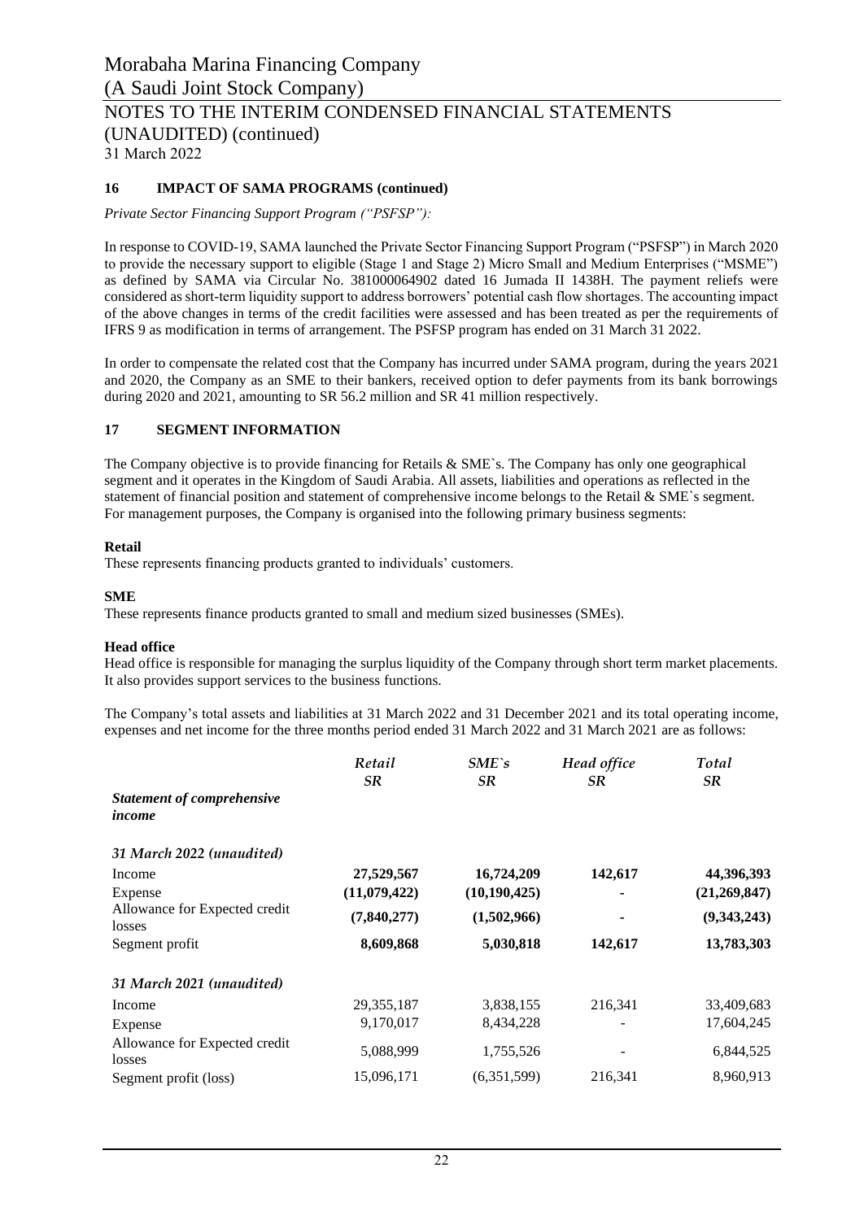## 16 IMPACT OF SAMA PROGRAMS (continued)

*Private Sector Financing Support Program ("PSFSP"):*

In response to COVID-19, SAMA launched the Private Sector Financing Support Program ("PSFSP") in March 2020 to provide the necessary support to eligible (Stage 1 and Stage 2) Micro Small and Medium Enterprises ("MSME") as defined by SAMA via Circular No. 381000064902 dated 16 Jumada II 1438H. The payment reliefs were considered as short-term liquidity support to address borrowers' potential cash flow shortages. The accounting impact of the above changes in terms of the credit facilities were assessed and has been treated as per the requirements of IFRS 9 as modification in terms of arrangement. The PSFSP program has ended on 31 March 31 2022.

In order to compensate the related cost that the Company has incurred under SAMA program, during the years 2021 and 2020, the Company as an SME to their bankers, received option to defer payments from its bank borrowings during 2020 and 2021, amounting to SR 56.2 million and SR 41 million respectively.

## 17 SEGMENT INFORMATION

The Company objective is to provide financing for Retails & SME`s. The Company has only one geographical segment and it operates in the Kingdom of Saudi Arabia. All assets, liabilities and operations as reflected in the statement of financial position and statement of comprehensive income belongs to the Retail & SME`s segment. For management purposes, the Company is organised into the following primary business segments:

**Retail**
These represents financing products granted to individuals' customers.

**SME**
These represents finance products granted to small and medium sized businesses (SMEs).

**Head office**
Head office is responsible for managing the surplus liquidity of the Company through short term market placements. It also provides support services to the business functions.

The Company's total assets and liabilities at 31 March 2022 and 31 December 2021 and its total operating income, expenses and net income for the three months period ended 31 March 2022 and 31 March 2021 are as follows:

| | *Retail* *SR* | *SME`s* *SR* | *Head office* *SR* | *Total* *SR* |
|---|---|---|---|---|
| ***Statement of comprehensive income*** | | | | |
| *31 March 2022 (unaudited)* | | | | |
| Income | **27,529,567** | **16,724,209** | **142,617** | **44,396,393** |
| Expense | **(11,079,422)** | **(10,190,425)** | **-** | **(21,269,847)** |
| Allowance for Expected credit losses | **(7,840,277)** | **(1,502,966)** | **-** | **(9,343,243)** |
| Segment profit | **8,609,868** | **5,030,818** | **142,617** | **13,783,303** |
| *31 March 2021 (unaudited)* | | | | |
| Income | 29,355,187 | 3,838,155 | 216,341 | 33,409,683 |
| Expense | 9,170,017 | 8,434,228 | - | 17,604,245 |
| Allowance for Expected credit losses | 5,088,999 | 1,755,526 | - | 6,844,525 |
| Segment profit (loss) | 15,096,171 | (6,351,599) | 216,341 | 8,960,913 |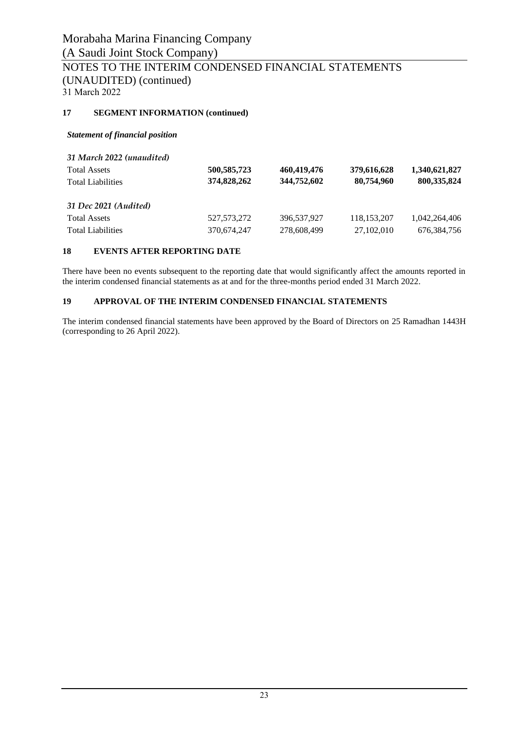Morabaha Marina Financing Company
(A Saudi Joint Stock Company)
NOTES TO THE INTERIM CONDENSED FINANCIAL STATEMENTS (UNAUDITED) (continued)
31 March 2022

## 17 SEGMENT INFORMATION (continued)

***Statement of financial position***

| | | | | |
|---|---|---|---|---|
| *31 March 2022 (unaudited)* | | | | |
| Total Assets | **500,585,723** | **460,419,476** | **379,616,628** | **1,340,621,827** |
| Total Liabilities | **374,828,262** | **344,752,602** | **80,754,960** | **800,335,824** |
| *31 Dec 2021 (Audited)* | | | | |
| Total Assets | 527,573,272 | 396,537,927 | 118,153,207 | 1,042,264,406 |
| Total Liabilities | 370,674,247 | 278,608,499 | 27,102,010 | 676,384,756 |

## 18 EVENTS AFTER REPORTING DATE

There have been no events subsequent to the reporting date that would significantly affect the amounts reported in the interim condensed financial statements as at and for the three-months period ended 31 March 2022.

## 19 APPROVAL OF THE INTERIM CONDENSED FINANCIAL STATEMENTS

The interim condensed financial statements have been approved by the Board of Directors on 25 Ramadhan 1443H (corresponding to 26 April 2022).